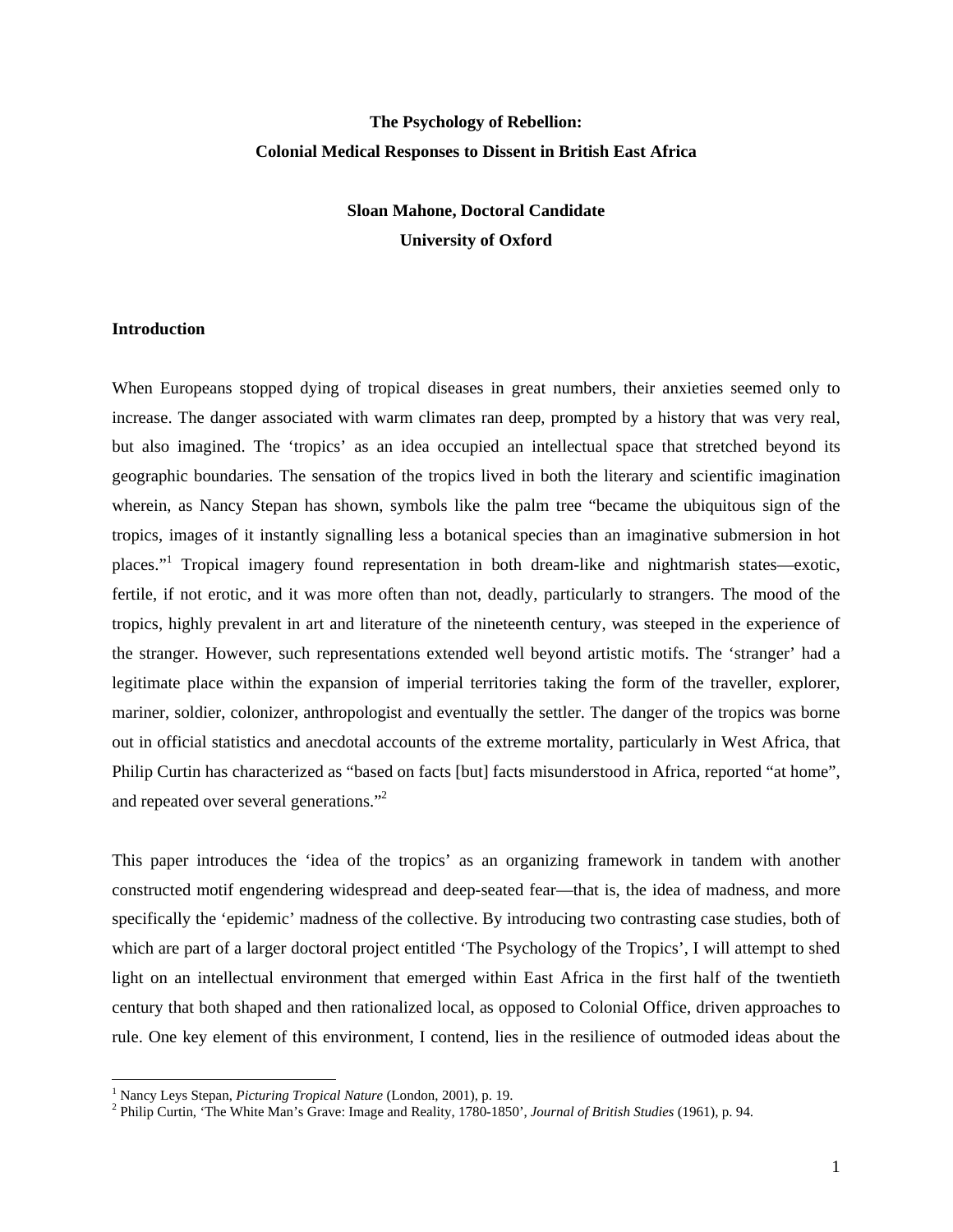# The Psychology of Rebellion: Colonial Medical Responses to Dissent in British East Africa

**Sloan Mahone, Doctoral Candidate**
**University of Oxford**

## Introduction

When Europeans stopped dying of tropical diseases in great numbers, their anxieties seemed only to increase. The danger associated with warm climates ran deep, prompted by a history that was very real, but also imagined. The 'tropics' as an idea occupied an intellectual space that stretched beyond its geographic boundaries. The sensation of the tropics lived in both the literary and scientific imagination wherein, as Nancy Stepan has shown, symbols like the palm tree "became the ubiquitous sign of the tropics, images of it instantly signalling less a botanical species than an imaginative submersion in hot places."[1] Tropical imagery found representation in both dream-like and nightmarish states—exotic, fertile, if not erotic, and it was more often than not, deadly, particularly to strangers. The mood of the tropics, highly prevalent in art and literature of the nineteenth century, was steeped in the experience of the stranger. However, such representations extended well beyond artistic motifs. The 'stranger' had a legitimate place within the expansion of imperial territories taking the form of the traveller, explorer, mariner, soldier, colonizer, anthropologist and eventually the settler. The danger of the tropics was borne out in official statistics and anecdotal accounts of the extreme mortality, particularly in West Africa, that Philip Curtin has characterized as "based on facts [but] facts misunderstood in Africa, reported "at home", and repeated over several generations."[2]

This paper introduces the 'idea of the tropics' as an organizing framework in tandem with another constructed motif engendering widespread and deep-seated fear—that is, the idea of madness, and more specifically the 'epidemic' madness of the collective. By introducing two contrasting case studies, both of which are part of a larger doctoral project entitled 'The Psychology of the Tropics', I will attempt to shed light on an intellectual environment that emerged within East Africa in the first half of the twentieth century that both shaped and then rationalized local, as opposed to Colonial Office, driven approaches to rule. One key element of this environment, I contend, lies in the resilience of outmoded ideas about the

[1] Nancy Leys Stepan, *Picturing Tropical Nature* (London, 2001), p. 19.
[2] Philip Curtin, 'The White Man's Grave: Image and Reality, 1780-1850', *Journal of British Studies* (1961), p. 94.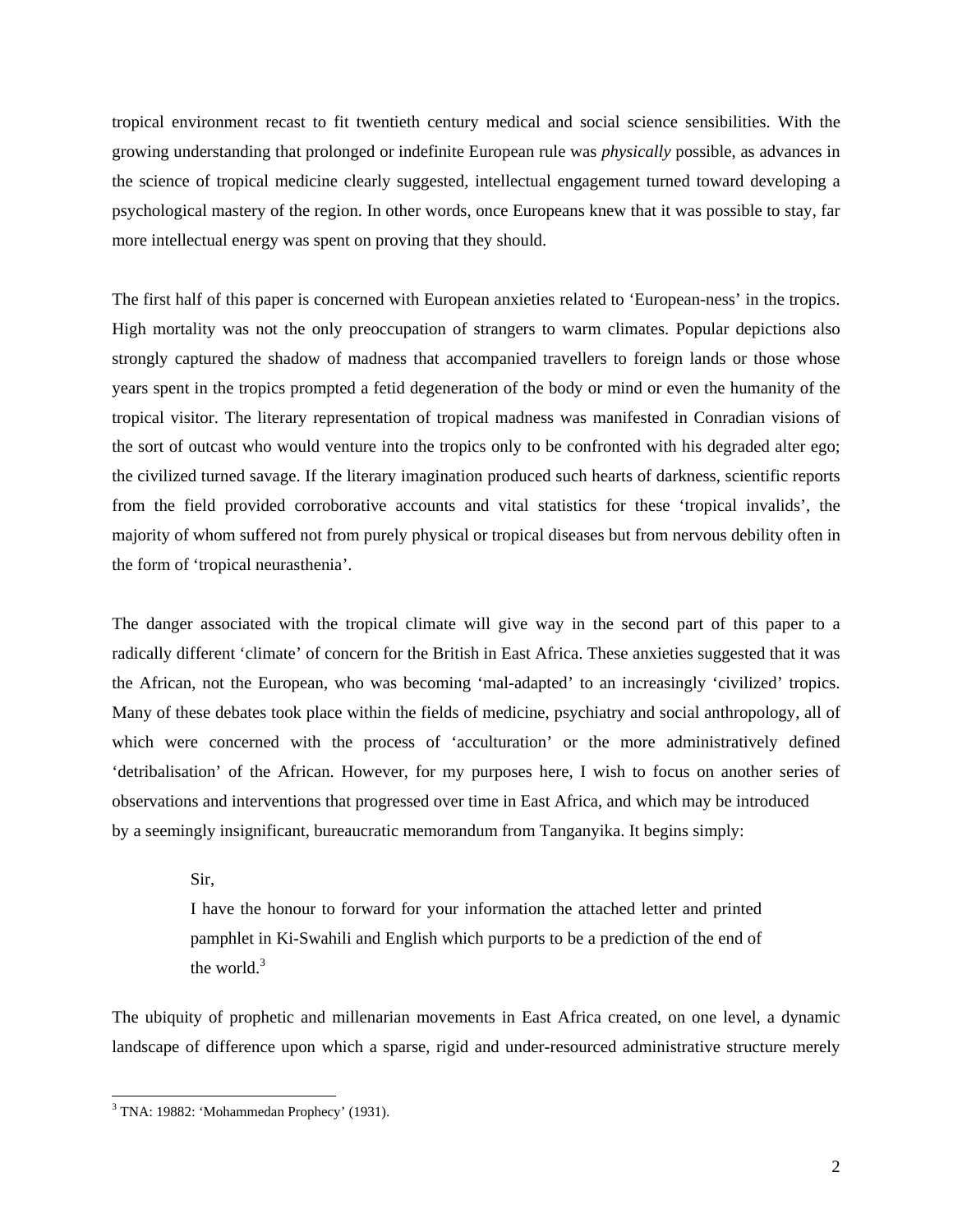tropical environment recast to fit twentieth century medical and social science sensibilities. With the growing understanding that prolonged or indefinite European rule was *physically* possible, as advances in the science of tropical medicine clearly suggested, intellectual engagement turned toward developing a psychological mastery of the region. In other words, once Europeans knew that it was possible to stay, far more intellectual energy was spent on proving that they should.

The first half of this paper is concerned with European anxieties related to 'European-ness' in the tropics. High mortality was not the only preoccupation of strangers to warm climates. Popular depictions also strongly captured the shadow of madness that accompanied travellers to foreign lands or those whose years spent in the tropics prompted a fetid degeneration of the body or mind or even the humanity of the tropical visitor. The literary representation of tropical madness was manifested in Conradian visions of the sort of outcast who would venture into the tropics only to be confronted with his degraded alter ego; the civilized turned savage. If the literary imagination produced such hearts of darkness, scientific reports from the field provided corroborative accounts and vital statistics for these 'tropical invalids', the majority of whom suffered not from purely physical or tropical diseases but from nervous debility often in the form of 'tropical neurasthenia'.

The danger associated with the tropical climate will give way in the second part of this paper to a radically different 'climate' of concern for the British in East Africa. These anxieties suggested that it was the African, not the European, who was becoming 'mal-adapted' to an increasingly 'civilized' tropics. Many of these debates took place within the fields of medicine, psychiatry and social anthropology, all of which were concerned with the process of 'acculturation' or the more administratively defined 'detribalisation' of the African. However, for my purposes here, I wish to focus on another series of observations and interventions that progressed over time in East Africa, and which may be introduced by a seemingly insignificant, bureaucratic memorandum from Tanganyika. It begins simply:

> Sir,
>
> I have the honour to forward for your information the attached letter and printed pamphlet in Ki-Swahili and English which purports to be a prediction of the end of the world.[3]

The ubiquity of prophetic and millenarian movements in East Africa created, on one level, a dynamic landscape of difference upon which a sparse, rigid and under-resourced administrative structure merely

[3] TNA: 19882: 'Mohammedan Prophecy' (1931).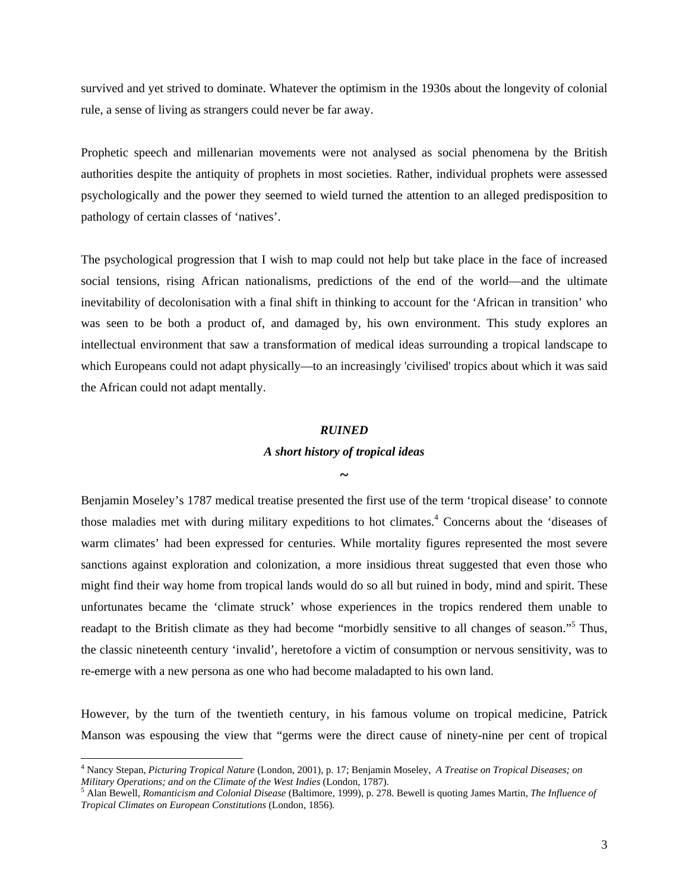survived and yet strived to dominate. Whatever the optimism in the 1930s about the longevity of colonial rule, a sense of living as strangers could never be far away.

Prophetic speech and millenarian movements were not analysed as social phenomena by the British authorities despite the antiquity of prophets in most societies. Rather, individual prophets were assessed psychologically and the power they seemed to wield turned the attention to an alleged predisposition to pathology of certain classes of 'natives'.

The psychological progression that I wish to map could not help but take place in the face of increased social tensions, rising African nationalisms, predictions of the end of the world—and the ultimate inevitability of decolonisation with a final shift in thinking to account for the 'African in transition' who was seen to be both a product of, and damaged by, his own environment. This study explores an intellectual environment that saw a transformation of medical ideas surrounding a tropical landscape to which Europeans could not adapt physically—to an increasingly 'civilised' tropics about which it was said the African could not adapt mentally.

## *RUINED*

### *A short history of tropical ideas*

~

Benjamin Moseley's 1787 medical treatise presented the first use of the term 'tropical disease' to connote those maladies met with during military expeditions to hot climates.[4] Concerns about the 'diseases of warm climates' had been expressed for centuries. While mortality figures represented the most severe sanctions against exploration and colonization, a more insidious threat suggested that even those who might find their way home from tropical lands would do so all but ruined in body, mind and spirit. These unfortunates became the 'climate struck' whose experiences in the tropics rendered them unable to readapt to the British climate as they had become "morbidly sensitive to all changes of season."[5] Thus, the classic nineteenth century 'invalid', heretofore a victim of consumption or nervous sensitivity, was to re-emerge with a new persona as one who had become maladapted to his own land.

However, by the turn of the twentieth century, in his famous volume on tropical medicine, Patrick Manson was espousing the view that "germs were the direct cause of ninety-nine per cent of tropical

---

[4] Nancy Stepan, *Picturing Tropical Nature* (London, 2001), p. 17; Benjamin Moseley, *A Treatise on Tropical Diseases; on Military Operations; and on the Climate of the West Indies* (London, 1787).

[5] Alan Bewell, *Romanticism and Colonial Disease* (Baltimore, 1999), p. 278. Bewell is quoting James Martin, *The Influence of Tropical Climates on European Constitutions* (London, 1856).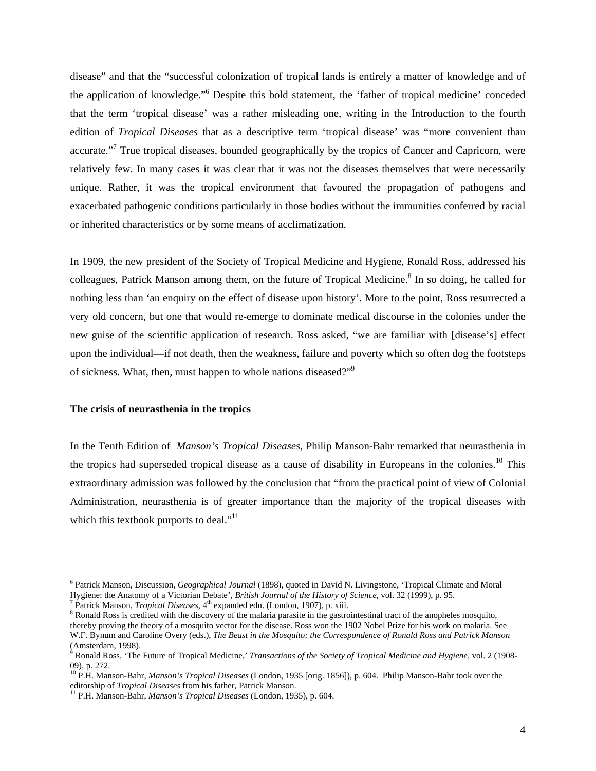disease" and that the "successful colonization of tropical lands is entirely a matter of knowledge and of the application of knowledge."[6] Despite this bold statement, the 'father of tropical medicine' conceded that the term 'tropical disease' was a rather misleading one, writing in the Introduction to the fourth edition of *Tropical Diseases* that as a descriptive term 'tropical disease' was "more convenient than accurate."[7] True tropical diseases, bounded geographically by the tropics of Cancer and Capricorn, were relatively few. In many cases it was clear that it was not the diseases themselves that were necessarily unique. Rather, it was the tropical environment that favoured the propagation of pathogens and exacerbated pathogenic conditions particularly in those bodies without the immunities conferred by racial or inherited characteristics or by some means of acclimatization.

In 1909, the new president of the Society of Tropical Medicine and Hygiene, Ronald Ross, addressed his colleagues, Patrick Manson among them, on the future of Tropical Medicine.[8] In so doing, he called for nothing less than 'an enquiry on the effect of disease upon history'. More to the point, Ross resurrected a very old concern, but one that would re-emerge to dominate medical discourse in the colonies under the new guise of the scientific application of research. Ross asked, "we are familiar with [disease's] effect upon the individual—if not death, then the weakness, failure and poverty which so often dog the footsteps of sickness. What, then, must happen to whole nations diseased?"[9]

**The crisis of neurasthenia in the tropics**

In the Tenth Edition of *Manson's Tropical Diseases*, Philip Manson-Bahr remarked that neurasthenia in the tropics had superseded tropical disease as a cause of disability in Europeans in the colonies.[10] This extraordinary admission was followed by the conclusion that "from the practical point of view of Colonial Administration, neurasthenia is of greater importance than the majority of the tropical diseases with which this textbook purports to deal."[11]

---

[6] Patrick Manson, Discussion, *Geographical Journal* (1898), quoted in David N. Livingstone, 'Tropical Climate and Moral Hygiene: the Anatomy of a Victorian Debate', *British Journal of the History of Science*, vol. 32 (1999), p. 95.

[7] Patrick Manson, *Tropical Diseases*, 4th expanded edn. (London, 1907), p. xiii.

[8] Ronald Ross is credited with the discovery of the malaria parasite in the gastrointestinal tract of the anopheles mosquito, thereby proving the theory of a mosquito vector for the disease. Ross won the 1902 Nobel Prize for his work on malaria. See W.F. Bynum and Caroline Overy (eds.), *The Beast in the Mosquito: the Correspondence of Ronald Ross and Patrick Manson* (Amsterdam, 1998).

[9] Ronald Ross, 'The Future of Tropical Medicine,' *Transactions of the Society of Tropical Medicine and Hygiene*, vol. 2 (1908-09), p. 272.

[10] P.H. Manson-Bahr, *Manson's Tropical Diseases* (London, 1935 [orig. 1856]), p. 604. Philip Manson-Bahr took over the editorship of *Tropical Diseases* from his father, Patrick Manson.

[11] P.H. Manson-Bahr, *Manson's Tropical Diseases* (London, 1935), p. 604.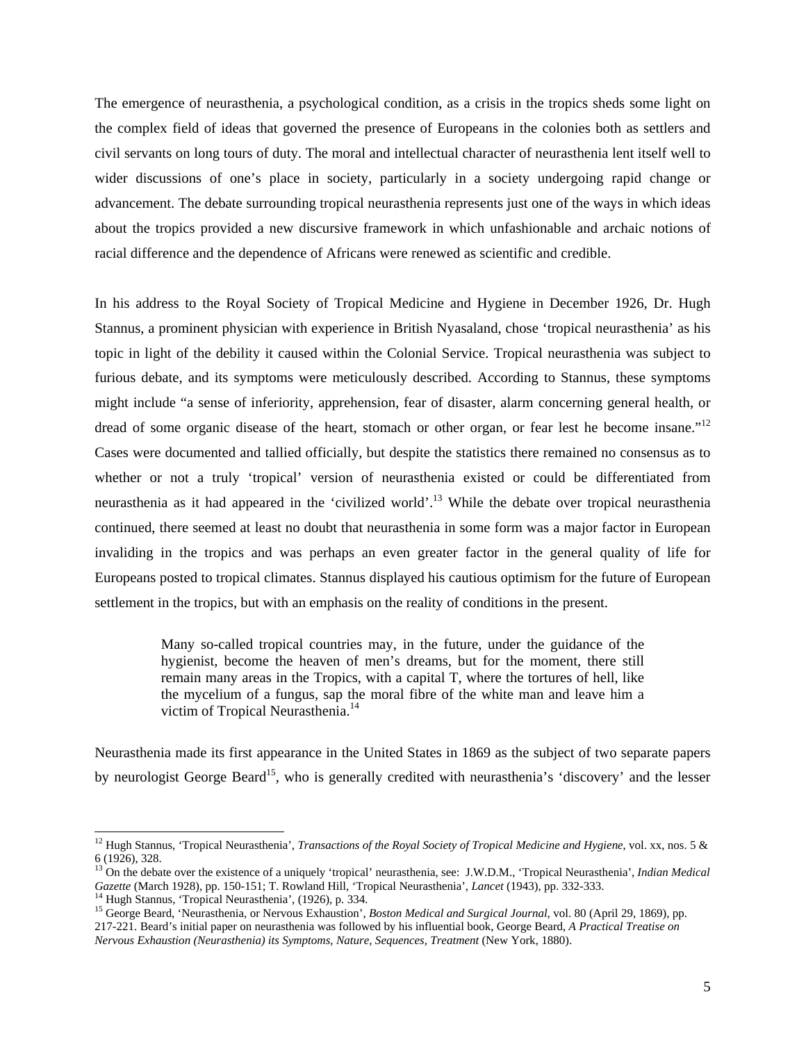The emergence of neurasthenia, a psychological condition, as a crisis in the tropics sheds some light on the complex field of ideas that governed the presence of Europeans in the colonies both as settlers and civil servants on long tours of duty. The moral and intellectual character of neurasthenia lent itself well to wider discussions of one's place in society, particularly in a society undergoing rapid change or advancement. The debate surrounding tropical neurasthenia represents just one of the ways in which ideas about the tropics provided a new discursive framework in which unfashionable and archaic notions of racial difference and the dependence of Africans were renewed as scientific and credible.

In his address to the Royal Society of Tropical Medicine and Hygiene in December 1926, Dr. Hugh Stannus, a prominent physician with experience in British Nyasaland, chose 'tropical neurasthenia' as his topic in light of the debility it caused within the Colonial Service. Tropical neurasthenia was subject to furious debate, and its symptoms were meticulously described. According to Stannus, these symptoms might include "a sense of inferiority, apprehension, fear of disaster, alarm concerning general health, or dread of some organic disease of the heart, stomach or other organ, or fear lest he become insane."[12] Cases were documented and tallied officially, but despite the statistics there remained no consensus as to whether or not a truly 'tropical' version of neurasthenia existed or could be differentiated from neurasthenia as it had appeared in the 'civilized world'.[13] While the debate over tropical neurasthenia continued, there seemed at least no doubt that neurasthenia in some form was a major factor in European invaliding in the tropics and was perhaps an even greater factor in the general quality of life for Europeans posted to tropical climates. Stannus displayed his cautious optimism for the future of European settlement in the tropics, but with an emphasis on the reality of conditions in the present.

> Many so-called tropical countries may, in the future, under the guidance of the hygienist, become the heaven of men's dreams, but for the moment, there still remain many areas in the Tropics, with a capital T, where the tortures of hell, like the mycelium of a fungus, sap the moral fibre of the white man and leave him a victim of Tropical Neurasthenia.[14]

Neurasthenia made its first appearance in the United States in 1869 as the subject of two separate papers by neurologist George Beard[15], who is generally credited with neurasthenia's 'discovery' and the lesser

---

[12] Hugh Stannus, 'Tropical Neurasthenia', *Transactions of the Royal Society of Tropical Medicine and Hygiene*, vol. xx, nos. 5 & 6 (1926), 328.

[13] On the debate over the existence of a uniquely 'tropical' neurasthenia, see: J.W.D.M., 'Tropical Neurasthenia', *Indian Medical Gazette* (March 1928), pp. 150-151; T. Rowland Hill, 'Tropical Neurasthenia', *Lancet* (1943), pp. 332-333.

[14] Hugh Stannus, 'Tropical Neurasthenia', (1926), p. 334.

[15] George Beard, 'Neurasthenia, or Nervous Exhaustion', *Boston Medical and Surgical Journal*, vol. 80 (April 29, 1869), pp. 217-221. Beard's initial paper on neurasthenia was followed by his influential book, George Beard, *A Practical Treatise on Nervous Exhaustion (Neurasthenia) its Symptoms, Nature, Sequences, Treatment* (New York, 1880).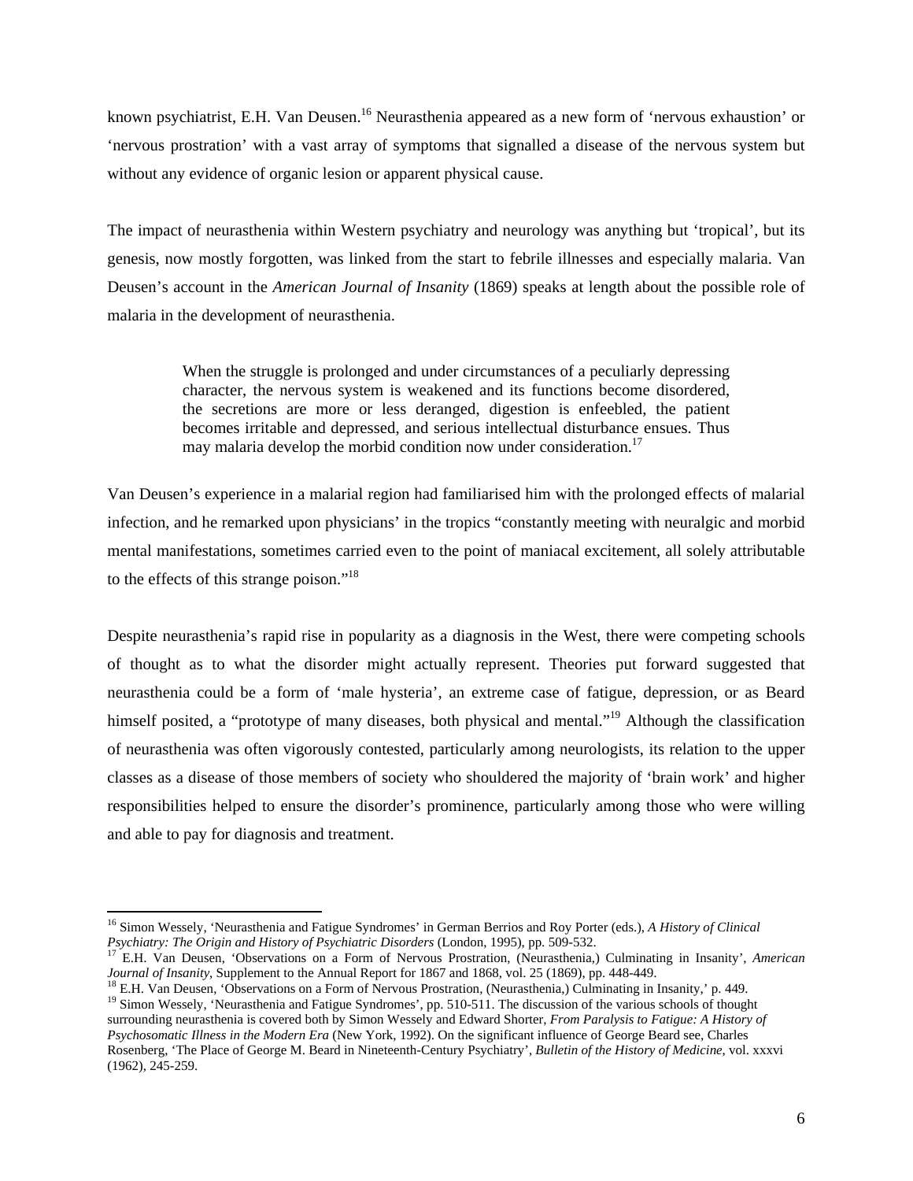known psychiatrist, E.H. Van Deusen.[16] Neurasthenia appeared as a new form of 'nervous exhaustion' or 'nervous prostration' with a vast array of symptoms that signalled a disease of the nervous system but without any evidence of organic lesion or apparent physical cause.

The impact of neurasthenia within Western psychiatry and neurology was anything but 'tropical', but its genesis, now mostly forgotten, was linked from the start to febrile illnesses and especially malaria. Van Deusen's account in the *American Journal of Insanity* (1869) speaks at length about the possible role of malaria in the development of neurasthenia.

> When the struggle is prolonged and under circumstances of a peculiarly depressing character, the nervous system is weakened and its functions become disordered, the secretions are more or less deranged, digestion is enfeebled, the patient becomes irritable and depressed, and serious intellectual disturbance ensues. Thus may malaria develop the morbid condition now under consideration.[17]

Van Deusen's experience in a malarial region had familiarised him with the prolonged effects of malarial infection, and he remarked upon physicians' in the tropics "constantly meeting with neuralgic and morbid mental manifestations, sometimes carried even to the point of maniacal excitement, all solely attributable to the effects of this strange poison."[18]

Despite neurasthenia's rapid rise in popularity as a diagnosis in the West, there were competing schools of thought as to what the disorder might actually represent. Theories put forward suggested that neurasthenia could be a form of 'male hysteria', an extreme case of fatigue, depression, or as Beard himself posited, a "prototype of many diseases, both physical and mental."[19] Although the classification of neurasthenia was often vigorously contested, particularly among neurologists, its relation to the upper classes as a disease of those members of society who shouldered the majority of 'brain work' and higher responsibilities helped to ensure the disorder's prominence, particularly among those who were willing and able to pay for diagnosis and treatment.

---

[16] Simon Wessely, 'Neurasthenia and Fatigue Syndromes' in German Berrios and Roy Porter (eds.), *A History of Clinical Psychiatry: The Origin and History of Psychiatric Disorders* (London, 1995), pp. 509-532.

[17] E.H. Van Deusen, 'Observations on a Form of Nervous Prostration, (Neurasthenia,) Culminating in Insanity', *American Journal of Insanity*, Supplement to the Annual Report for 1867 and 1868, vol. 25 (1869), pp. 448-449.

[18] E.H. Van Deusen, 'Observations on a Form of Nervous Prostration, (Neurasthenia,) Culminating in Insanity,' p. 449.

[19] Simon Wessely, 'Neurasthenia and Fatigue Syndromes', pp. 510-511. The discussion of the various schools of thought surrounding neurasthenia is covered both by Simon Wessely and Edward Shorter, *From Paralysis to Fatigue: A History of Psychosomatic Illness in the Modern Era* (New York, 1992). On the significant influence of George Beard see, Charles Rosenberg, 'The Place of George M. Beard in Nineteenth-Century Psychiatry', *Bulletin of the History of Medicine*, vol. xxxvi (1962), 245-259.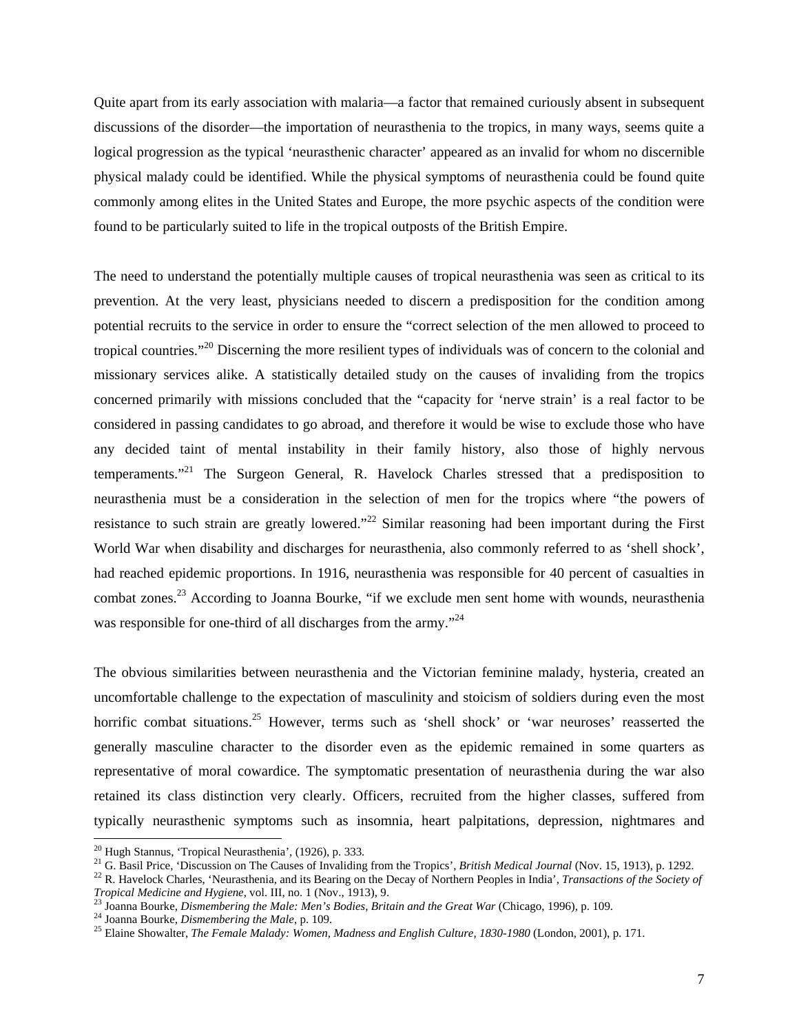Quite apart from its early association with malaria—a factor that remained curiously absent in subsequent discussions of the disorder—the importation of neurasthenia to the tropics, in many ways, seems quite a logical progression as the typical 'neurasthenic character' appeared as an invalid for whom no discernible physical malady could be identified. While the physical symptoms of neurasthenia could be found quite commonly among elites in the United States and Europe, the more psychic aspects of the condition were found to be particularly suited to life in the tropical outposts of the British Empire.

The need to understand the potentially multiple causes of tropical neurasthenia was seen as critical to its prevention. At the very least, physicians needed to discern a predisposition for the condition among potential recruits to the service in order to ensure the "correct selection of the men allowed to proceed to tropical countries."[20] Discerning the more resilient types of individuals was of concern to the colonial and missionary services alike. A statistically detailed study on the causes of invaliding from the tropics concerned primarily with missions concluded that the "capacity for 'nerve strain' is a real factor to be considered in passing candidates to go abroad, and therefore it would be wise to exclude those who have any decided taint of mental instability in their family history, also those of highly nervous temperaments."[21] The Surgeon General, R. Havelock Charles stressed that a predisposition to neurasthenia must be a consideration in the selection of men for the tropics where "the powers of resistance to such strain are greatly lowered."[22] Similar reasoning had been important during the First World War when disability and discharges for neurasthenia, also commonly referred to as 'shell shock', had reached epidemic proportions. In 1916, neurasthenia was responsible for 40 percent of casualties in combat zones.[23] According to Joanna Bourke, "if we exclude men sent home with wounds, neurasthenia was responsible for one-third of all discharges from the army."[24]

The obvious similarities between neurasthenia and the Victorian feminine malady, hysteria, created an uncomfortable challenge to the expectation of masculinity and stoicism of soldiers during even the most horrific combat situations.[25] However, terms such as 'shell shock' or 'war neuroses' reasserted the generally masculine character to the disorder even as the epidemic remained in some quarters as representative of moral cowardice. The symptomatic presentation of neurasthenia during the war also retained its class distinction very clearly. Officers, recruited from the higher classes, suffered from typically neurasthenic symptoms such as insomnia, heart palpitations, depression, nightmares and

---

[20] Hugh Stannus, 'Tropical Neurasthenia', (1926), p. 333.

[21] G. Basil Price, 'Discussion on The Causes of Invaliding from the Tropics', *British Medical Journal* (Nov. 15, 1913), p. 1292.

[22] R. Havelock Charles, 'Neurasthenia, and its Bearing on the Decay of Northern Peoples in India', *Transactions of the Society of Tropical Medicine and Hygiene*, vol. III, no. 1 (Nov., 1913), 9.

[23] Joanna Bourke, *Dismembering the Male: Men's Bodies, Britain and the Great War* (Chicago, 1996), p. 109.

[24] Joanna Bourke, *Dismembering the Male*, p. 109.

[25] Elaine Showalter, *The Female Malady: Women, Madness and English Culture, 1830-1980* (London, 2001), p. 171.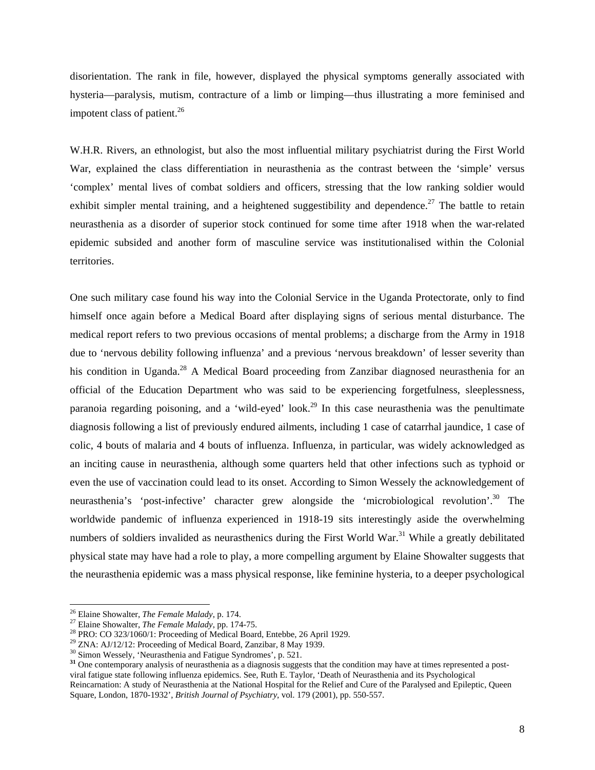disorientation. The rank in file, however, displayed the physical symptoms generally associated with hysteria—paralysis, mutism, contracture of a limb or limping—thus illustrating a more feminised and impotent class of patient.[26]

W.H.R. Rivers, an ethnologist, but also the most influential military psychiatrist during the First World War, explained the class differentiation in neurasthenia as the contrast between the 'simple' versus 'complex' mental lives of combat soldiers and officers, stressing that the low ranking soldier would exhibit simpler mental training, and a heightened suggestibility and dependence.[27] The battle to retain neurasthenia as a disorder of superior stock continued for some time after 1918 when the war-related epidemic subsided and another form of masculine service was institutionalised within the Colonial territories.

One such military case found his way into the Colonial Service in the Uganda Protectorate, only to find himself once again before a Medical Board after displaying signs of serious mental disturbance. The medical report refers to two previous occasions of mental problems; a discharge from the Army in 1918 due to 'nervous debility following influenza' and a previous 'nervous breakdown' of lesser severity than his condition in Uganda.[28] A Medical Board proceeding from Zanzibar diagnosed neurasthenia for an official of the Education Department who was said to be experiencing forgetfulness, sleeplessness, paranoia regarding poisoning, and a 'wild-eyed' look.[29] In this case neurasthenia was the penultimate diagnosis following a list of previously endured ailments, including 1 case of catarrhal jaundice, 1 case of colic, 4 bouts of malaria and 4 bouts of influenza. Influenza, in particular, was widely acknowledged as an inciting cause in neurasthenia, although some quarters held that other infections such as typhoid or even the use of vaccination could lead to its onset. According to Simon Wessely the acknowledgement of neurasthenia's 'post-infective' character grew alongside the 'microbiological revolution'.[30] The worldwide pandemic of influenza experienced in 1918-19 sits interestingly aside the overwhelming numbers of soldiers invalided as neurasthenics during the First World War.[31] While a greatly debilitated physical state may have had a role to play, a more compelling argument by Elaine Showalter suggests that the neurasthenia epidemic was a mass physical response, like feminine hysteria, to a deeper psychological

---

[26] Elaine Showalter, *The Female Malady*, p. 174.

[27] Elaine Showalter, *The Female Malady*, pp. 174-75.

[28] PRO: CO 323/1060/1: Proceeding of Medical Board, Entebbe, 26 April 1929.

[29] ZNA: AJ/12/12: Proceeding of Medical Board, Zanzibar, 8 May 1939.

[30] Simon Wessely, 'Neurasthenia and Fatigue Syndromes', p. 521.

[31] One contemporary analysis of neurasthenia as a diagnosis suggests that the condition may have at times represented a post-viral fatigue state following influenza epidemics. See, Ruth E. Taylor, 'Death of Neurasthenia and its Psychological Reincarnation: A study of Neurasthenia at the National Hospital for the Relief and Cure of the Paralysed and Epileptic, Queen Square, London, 1870-1932', *British Journal of Psychiatry*, vol. 179 (2001), pp. 550-557.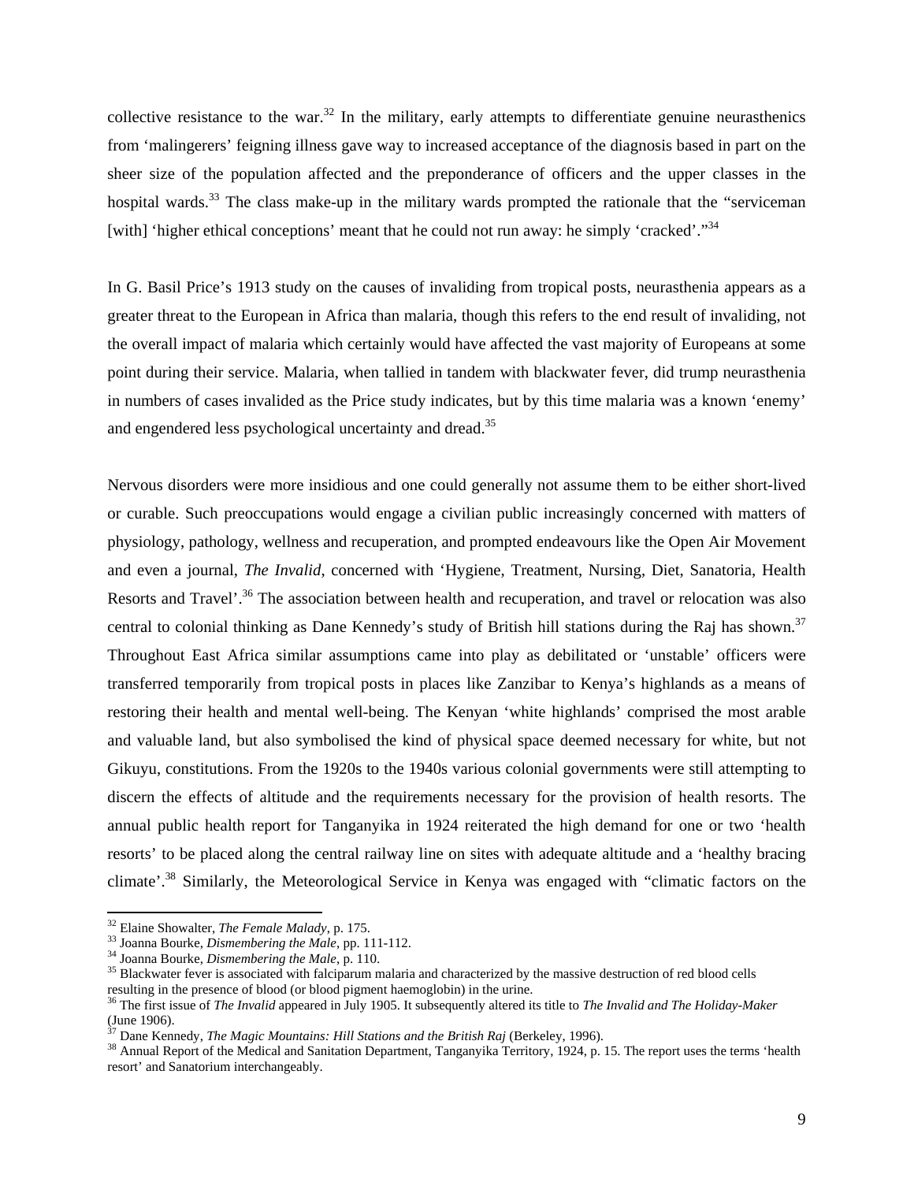collective resistance to the war.[32] In the military, early attempts to differentiate genuine neurasthenics from 'malingerers' feigning illness gave way to increased acceptance of the diagnosis based in part on the sheer size of the population affected and the preponderance of officers and the upper classes in the hospital wards.[33] The class make-up in the military wards prompted the rationale that the "serviceman [with] 'higher ethical conceptions' meant that he could not run away: he simply 'cracked'."[34]

In G. Basil Price's 1913 study on the causes of invaliding from tropical posts, neurasthenia appears as a greater threat to the European in Africa than malaria, though this refers to the end result of invaliding, not the overall impact of malaria which certainly would have affected the vast majority of Europeans at some point during their service. Malaria, when tallied in tandem with blackwater fever, did trump neurasthenia in numbers of cases invalided as the Price study indicates, but by this time malaria was a known 'enemy' and engendered less psychological uncertainty and dread.[35]

Nervous disorders were more insidious and one could generally not assume them to be either short-lived or curable. Such preoccupations would engage a civilian public increasingly concerned with matters of physiology, pathology, wellness and recuperation, and prompted endeavours like the Open Air Movement and even a journal, *The Invalid*, concerned with 'Hygiene, Treatment, Nursing, Diet, Sanatoria, Health Resorts and Travel'.[36] The association between health and recuperation, and travel or relocation was also central to colonial thinking as Dane Kennedy's study of British hill stations during the Raj has shown.[37] Throughout East Africa similar assumptions came into play as debilitated or 'unstable' officers were transferred temporarily from tropical posts in places like Zanzibar to Kenya's highlands as a means of restoring their health and mental well-being. The Kenyan 'white highlands' comprised the most arable and valuable land, but also symbolised the kind of physical space deemed necessary for white, but not Gikuyu, constitutions. From the 1920s to the 1940s various colonial governments were still attempting to discern the effects of altitude and the requirements necessary for the provision of health resorts. The annual public health report for Tanganyika in 1924 reiterated the high demand for one or two 'health resorts' to be placed along the central railway line on sites with adequate altitude and a 'healthy bracing climate'.[38] Similarly, the Meteorological Service in Kenya was engaged with "climatic factors on the

---

[32] Elaine Showalter, *The Female Malady*, p. 175.

[33] Joanna Bourke, *Dismembering the Male*, pp. 111-112.

[34] Joanna Bourke, *Dismembering the Male*, p. 110.

[35] Blackwater fever is associated with falciparum malaria and characterized by the massive destruction of red blood cells resulting in the presence of blood (or blood pigment haemoglobin) in the urine.

[36] The first issue of *The Invalid* appeared in July 1905. It subsequently altered its title to *The Invalid and The Holiday-Maker* (June 1906).

[37] Dane Kennedy, *The Magic Mountains: Hill Stations and the British Raj* (Berkeley, 1996).

[38] Annual Report of the Medical and Sanitation Department, Tanganyika Territory, 1924, p. 15. The report uses the terms 'health resort' and Sanatorium interchangeably.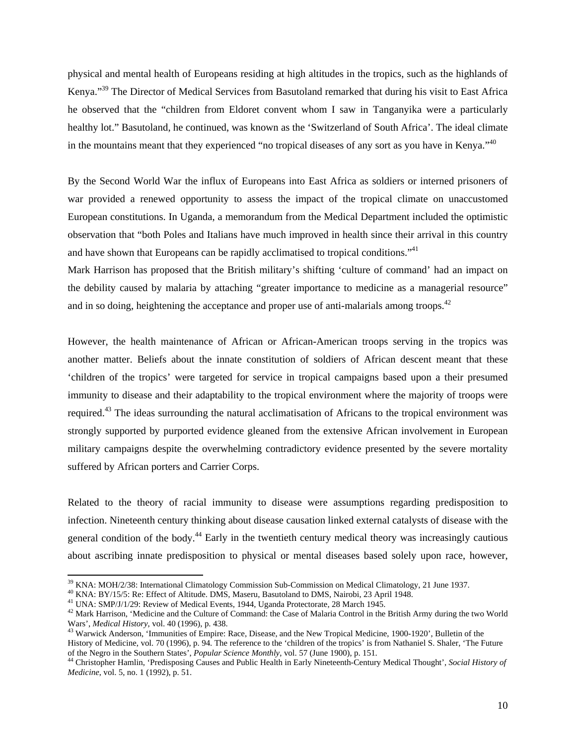physical and mental health of Europeans residing at high altitudes in the tropics, such as the highlands of Kenya."[39] The Director of Medical Services from Basutoland remarked that during his visit to East Africa he observed that the "children from Eldoret convent whom I saw in Tanganyika were a particularly healthy lot." Basutoland, he continued, was known as the 'Switzerland of South Africa'. The ideal climate in the mountains meant that they experienced "no tropical diseases of any sort as you have in Kenya."[40]

By the Second World War the influx of Europeans into East Africa as soldiers or interned prisoners of war provided a renewed opportunity to assess the impact of the tropical climate on unaccustomed European constitutions. In Uganda, a memorandum from the Medical Department included the optimistic observation that "both Poles and Italians have much improved in health since their arrival in this country and have shown that Europeans can be rapidly acclimatised to tropical conditions."[41]

Mark Harrison has proposed that the British military's shifting 'culture of command' had an impact on the debility caused by malaria by attaching "greater importance to medicine as a managerial resource" and in so doing, heightening the acceptance and proper use of anti-malarials among troops.[42]

However, the health maintenance of African or African-American troops serving in the tropics was another matter. Beliefs about the innate constitution of soldiers of African descent meant that these 'children of the tropics' were targeted for service in tropical campaigns based upon a their presumed immunity to disease and their adaptability to the tropical environment where the majority of troops were required.[43] The ideas surrounding the natural acclimatisation of Africans to the tropical environment was strongly supported by purported evidence gleaned from the extensive African involvement in European military campaigns despite the overwhelming contradictory evidence presented by the severe mortality suffered by African porters and Carrier Corps.

Related to the theory of racial immunity to disease were assumptions regarding predisposition to infection. Nineteenth century thinking about disease causation linked external catalysts of disease with the general condition of the body.[44] Early in the twentieth century medical theory was increasingly cautious about ascribing innate predisposition to physical or mental diseases based solely upon race, however,

---

[39] KNA: MOH/2/38: International Climatology Commission Sub-Commission on Medical Climatology, 21 June 1937.

[40] KNA: BY/15/5: Re: Effect of Altitude. DMS, Maseru, Basutoland to DMS, Nairobi, 23 April 1948.

[41] UNA: SMP/J/1/29: Review of Medical Events, 1944, Uganda Protectorate, 28 March 1945.

[42] Mark Harrison, 'Medicine and the Culture of Command: the Case of Malaria Control in the British Army during the two World Wars', *Medical History*, vol. 40 (1996), p. 438.

[43] Warwick Anderson, 'Immunities of Empire: Race, Disease, and the New Tropical Medicine, 1900-1920', Bulletin of the History of Medicine, vol. 70 (1996), p. 94. The reference to the 'children of the tropics' is from Nathaniel S. Shaler, 'The Future of the Negro in the Southern States', *Popular Science Monthly*, vol. 57 (June 1900), p. 151.

[44] Christopher Hamlin, 'Predisposing Causes and Public Health in Early Nineteenth-Century Medical Thought', *Social History of Medicine*, vol. 5, no. 1 (1992), p. 51.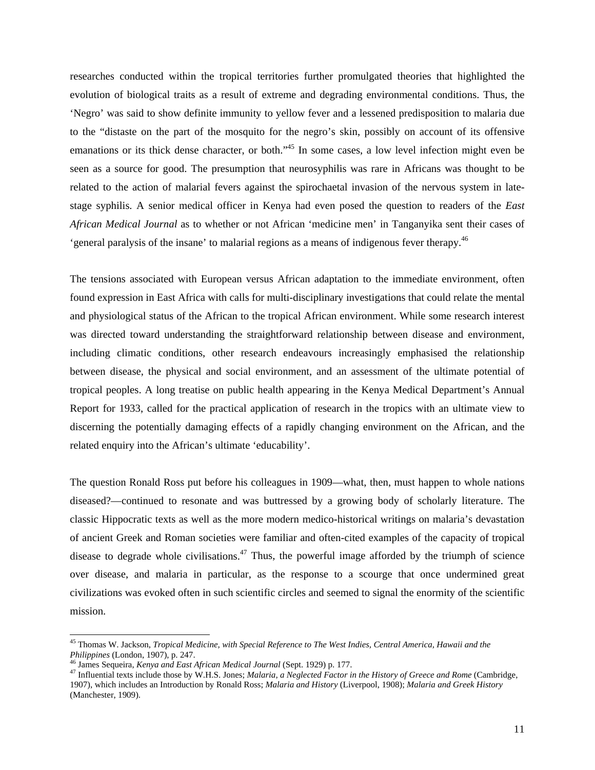researches conducted within the tropical territories further promulgated theories that highlighted the evolution of biological traits as a result of extreme and degrading environmental conditions. Thus, the 'Negro' was said to show definite immunity to yellow fever and a lessened predisposition to malaria due to the "distaste on the part of the mosquito for the negro's skin, possibly on account of its offensive emanations or its thick dense character, or both."[45] In some cases, a low level infection might even be seen as a source for good. The presumption that neurosyphilis was rare in Africans was thought to be related to the action of malarial fevers against the spirochaetal invasion of the nervous system in late-stage syphilis. A senior medical officer in Kenya had even posed the question to readers of the *East African Medical Journal* as to whether or not African 'medicine men' in Tanganyika sent their cases of 'general paralysis of the insane' to malarial regions as a means of indigenous fever therapy.[46]

The tensions associated with European versus African adaptation to the immediate environment, often found expression in East Africa with calls for multi-disciplinary investigations that could relate the mental and physiological status of the African to the tropical African environment. While some research interest was directed toward understanding the straightforward relationship between disease and environment, including climatic conditions, other research endeavours increasingly emphasised the relationship between disease, the physical and social environment, and an assessment of the ultimate potential of tropical peoples. A long treatise on public health appearing in the Kenya Medical Department's Annual Report for 1933, called for the practical application of research in the tropics with an ultimate view to discerning the potentially damaging effects of a rapidly changing environment on the African, and the related enquiry into the African's ultimate 'educability'.

The question Ronald Ross put before his colleagues in 1909—what, then, must happen to whole nations diseased?—continued to resonate and was buttressed by a growing body of scholarly literature. The classic Hippocratic texts as well as the more modern medico-historical writings on malaria's devastation of ancient Greek and Roman societies were familiar and often-cited examples of the capacity of tropical disease to degrade whole civilisations.[47] Thus, the powerful image afforded by the triumph of science over disease, and malaria in particular, as the response to a scourge that once undermined great civilizations was evoked often in such scientific circles and seemed to signal the enormity of the scientific mission.

---

[45] Thomas W. Jackson, *Tropical Medicine, with Special Reference to The West Indies, Central America, Hawaii and the Philippines* (London, 1907), p. 247.

[46] James Sequeira, *Kenya and East African Medical Journal* (Sept. 1929) p. 177.

[47] Influential texts include those by W.H.S. Jones; *Malaria, a Neglected Factor in the History of Greece and Rome* (Cambridge, 1907), which includes an Introduction by Ronald Ross; *Malaria and History* (Liverpool, 1908); *Malaria and Greek History* (Manchester, 1909).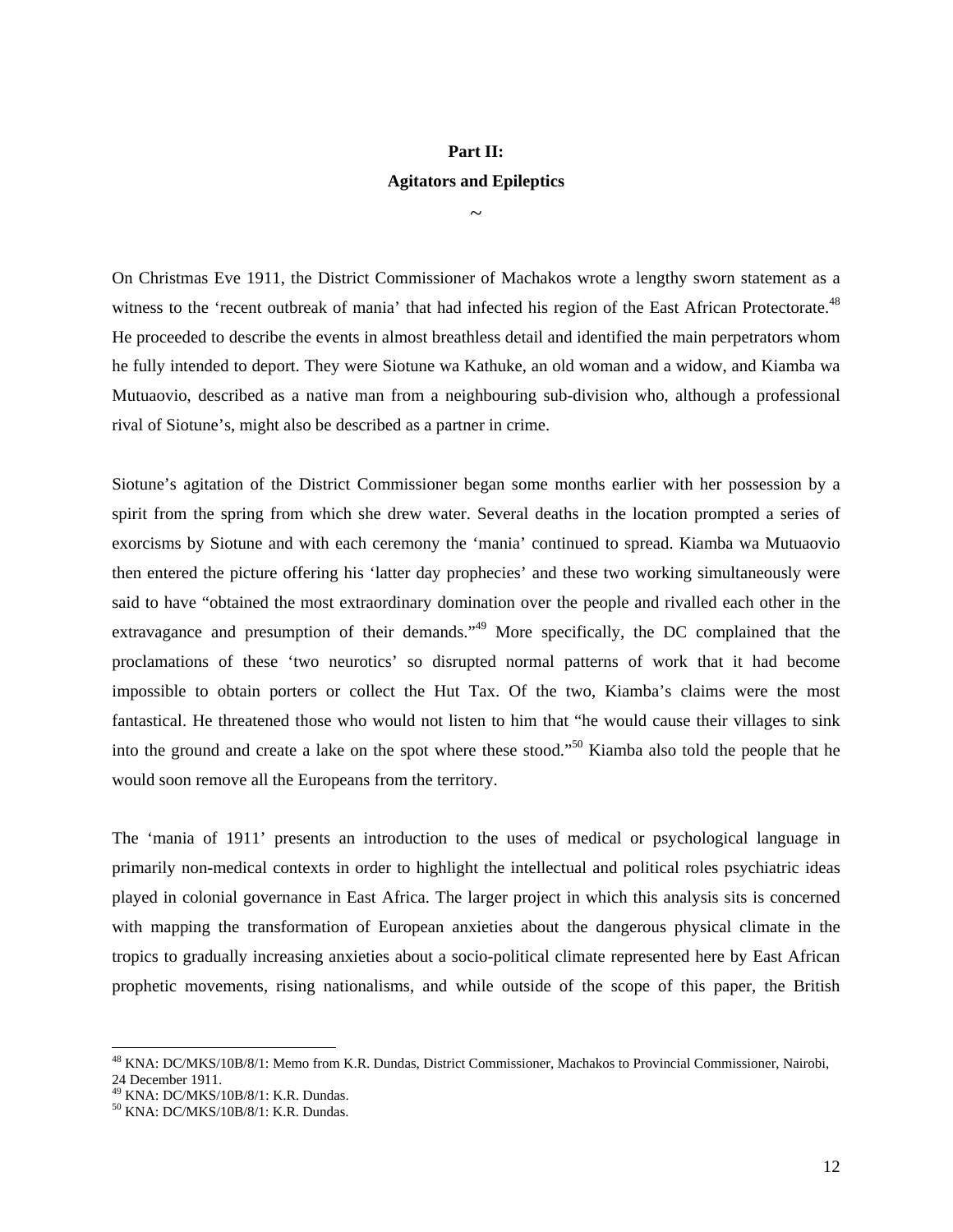## Part II:
## Agitators and Epileptics

~

On Christmas Eve 1911, the District Commissioner of Machakos wrote a lengthy sworn statement as a witness to the 'recent outbreak of mania' that had infected his region of the East African Protectorate.[48] He proceeded to describe the events in almost breathless detail and identified the main perpetrators whom he fully intended to deport. They were Siotune wa Kathuke, an old woman and a widow, and Kiamba wa Mutuaovio, described as a native man from a neighbouring sub-division who, although a professional rival of Siotune's, might also be described as a partner in crime.

Siotune's agitation of the District Commissioner began some months earlier with her possession by a spirit from the spring from which she drew water. Several deaths in the location prompted a series of exorcisms by Siotune and with each ceremony the 'mania' continued to spread. Kiamba wa Mutuaovio then entered the picture offering his 'latter day prophecies' and these two working simultaneously were said to have "obtained the most extraordinary domination over the people and rivalled each other in the extravagance and presumption of their demands."[49] More specifically, the DC complained that the proclamations of these 'two neurotics' so disrupted normal patterns of work that it had become impossible to obtain porters or collect the Hut Tax. Of the two, Kiamba's claims were the most fantastical. He threatened those who would not listen to him that "he would cause their villages to sink into the ground and create a lake on the spot where these stood."[50] Kiamba also told the people that he would soon remove all the Europeans from the territory.

The 'mania of 1911' presents an introduction to the uses of medical or psychological language in primarily non-medical contexts in order to highlight the intellectual and political roles psychiatric ideas played in colonial governance in East Africa. The larger project in which this analysis sits is concerned with mapping the transformation of European anxieties about the dangerous physical climate in the tropics to gradually increasing anxieties about a socio-political climate represented here by East African prophetic movements, rising nationalisms, and while outside of the scope of this paper, the British

---

[48] KNA: DC/MKS/10B/8/1: Memo from K.R. Dundas, District Commissioner, Machakos to Provincial Commissioner, Nairobi, 24 December 1911.

[49] KNA: DC/MKS/10B/8/1: K.R. Dundas.

[50] KNA: DC/MKS/10B/8/1: K.R. Dundas.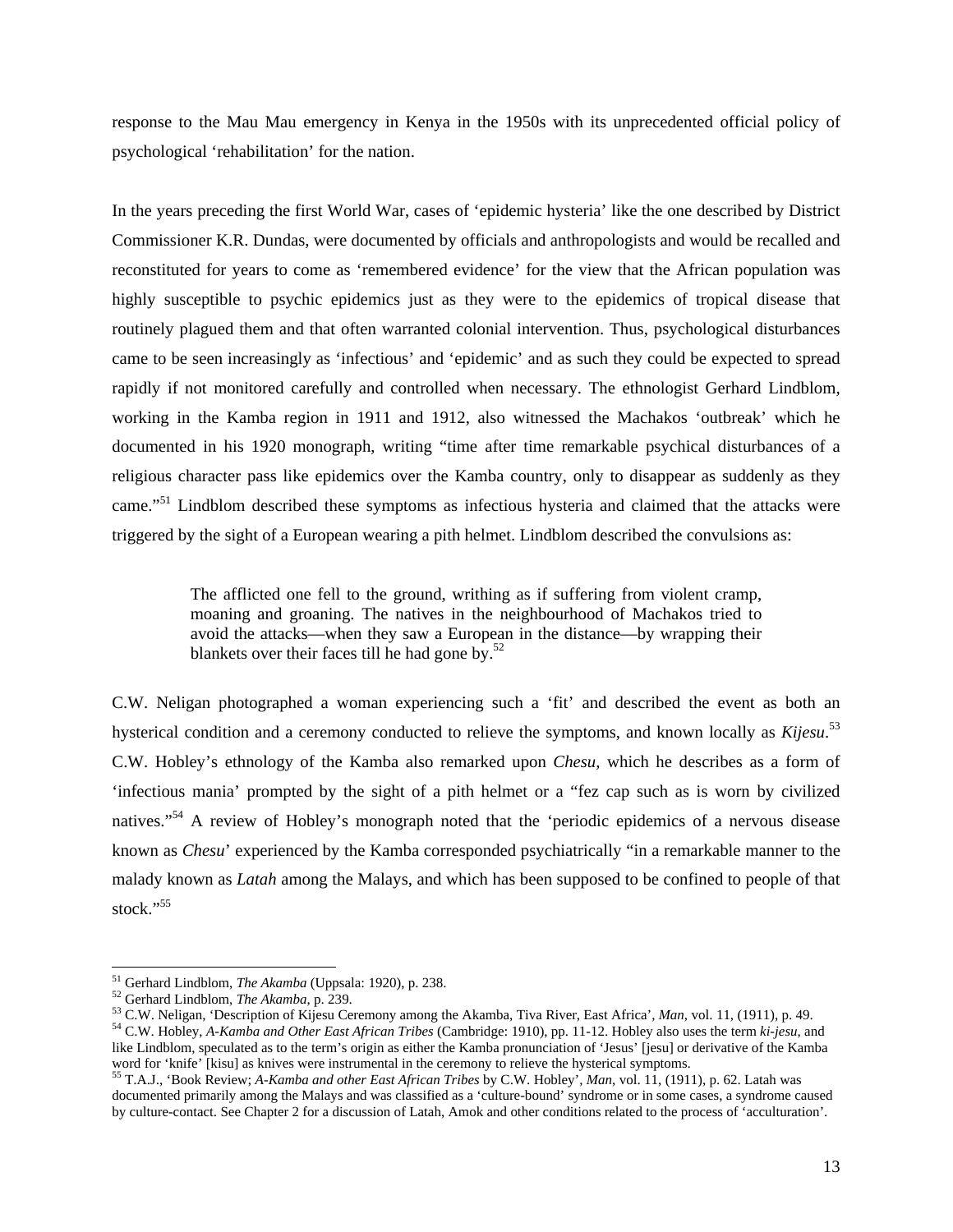response to the Mau Mau emergency in Kenya in the 1950s with its unprecedented official policy of psychological 'rehabilitation' for the nation.

In the years preceding the first World War, cases of 'epidemic hysteria' like the one described by District Commissioner K.R. Dundas, were documented by officials and anthropologists and would be recalled and reconstituted for years to come as 'remembered evidence' for the view that the African population was highly susceptible to psychic epidemics just as they were to the epidemics of tropical disease that routinely plagued them and that often warranted colonial intervention. Thus, psychological disturbances came to be seen increasingly as 'infectious' and 'epidemic' and as such they could be expected to spread rapidly if not monitored carefully and controlled when necessary. The ethnologist Gerhard Lindblom, working in the Kamba region in 1911 and 1912, also witnessed the Machakos 'outbreak' which he documented in his 1920 monograph, writing "time after time remarkable psychical disturbances of a religious character pass like epidemics over the Kamba country, only to disappear as suddenly as they came."[51] Lindblom described these symptoms as infectious hysteria and claimed that the attacks were triggered by the sight of a European wearing a pith helmet. Lindblom described the convulsions as:

> The afflicted one fell to the ground, writhing as if suffering from violent cramp, moaning and groaning. The natives in the neighbourhood of Machakos tried to avoid the attacks—when they saw a European in the distance—by wrapping their blankets over their faces till he had gone by.[52]

C.W. Neligan photographed a woman experiencing such a 'fit' and described the event as both an hysterical condition and a ceremony conducted to relieve the symptoms, and known locally as *Kijesu*.[53] C.W. Hobley's ethnology of the Kamba also remarked upon *Chesu*, which he describes as a form of 'infectious mania' prompted by the sight of a pith helmet or a "fez cap such as is worn by civilized natives."[54] A review of Hobley's monograph noted that the 'periodic epidemics of a nervous disease known as *Chesu*' experienced by the Kamba corresponded psychiatrically "in a remarkable manner to the malady known as *Latah* among the Malays, and which has been supposed to be confined to people of that stock."[55]

---

[51] Gerhard Lindblom, *The Akamba* (Uppsala: 1920), p. 238.
[52] Gerhard Lindblom, *The Akamba*, p. 239.
[53] C.W. Neligan, 'Description of Kijesu Ceremony among the Akamba, Tiva River, East Africa', *Man*, vol. 11, (1911), p. 49.
[54] C.W. Hobley, *A-Kamba and Other East African Tribes* (Cambridge: 1910), pp. 11-12. Hobley also uses the term *ki-jesu*, and like Lindblom, speculated as to the term's origin as either the Kamba pronunciation of 'Jesus' [jesu] or derivative of the Kamba word for 'knife' [kisu] as knives were instrumental in the ceremony to relieve the hysterical symptoms.
[55] T.A.J., 'Book Review; *A-Kamba and other East African Tribes* by C.W. Hobley', *Man*, vol. 11, (1911), p. 62. Latah was documented primarily among the Malays and was classified as a 'culture-bound' syndrome or in some cases, a syndrome caused by culture-contact. See Chapter 2 for a discussion of Latah, Amok and other conditions related to the process of 'acculturation'.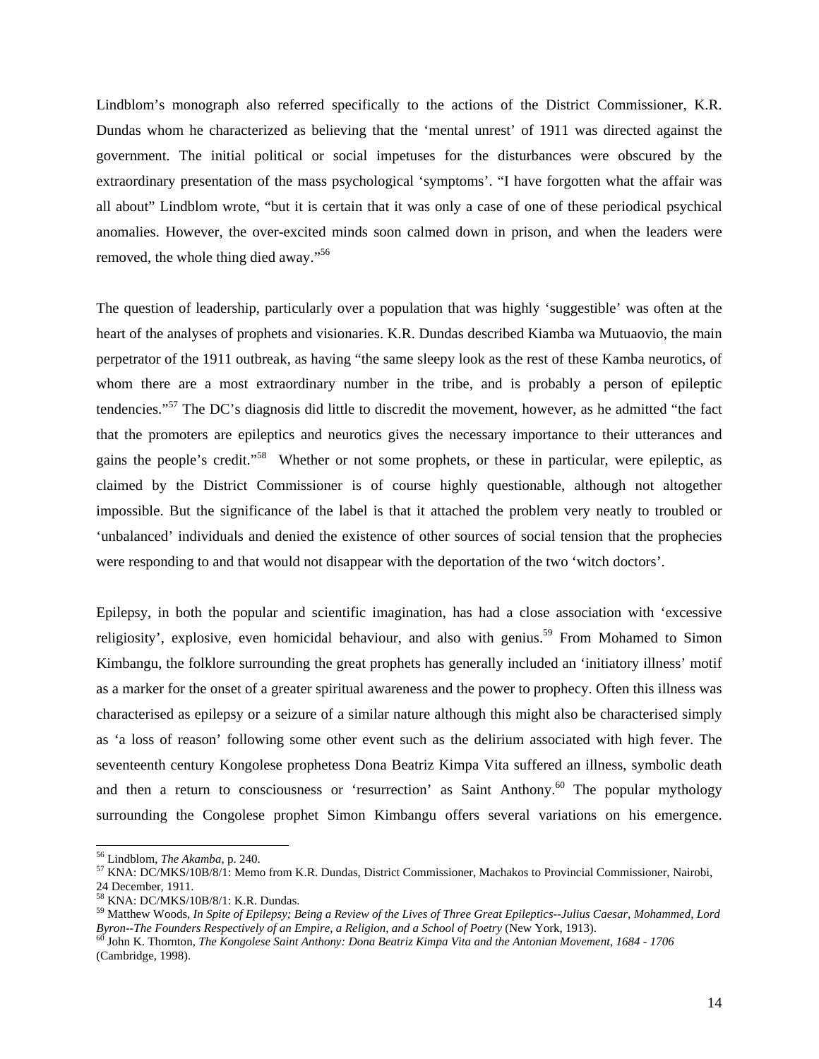Lindblom's monograph also referred specifically to the actions of the District Commissioner, K.R. Dundas whom he characterized as believing that the 'mental unrest' of 1911 was directed against the government. The initial political or social impetuses for the disturbances were obscured by the extraordinary presentation of the mass psychological 'symptoms'. "I have forgotten what the affair was all about" Lindblom wrote, "but it is certain that it was only a case of one of these periodical psychical anomalies. However, the over-excited minds soon calmed down in prison, and when the leaders were removed, the whole thing died away."[56]

The question of leadership, particularly over a population that was highly 'suggestible' was often at the heart of the analyses of prophets and visionaries. K.R. Dundas described Kiamba wa Mutuaovio, the main perpetrator of the 1911 outbreak, as having "the same sleepy look as the rest of these Kamba neurotics, of whom there are a most extraordinary number in the tribe, and is probably a person of epileptic tendencies."[57] The DC's diagnosis did little to discredit the movement, however, as he admitted "the fact that the promoters are epileptics and neurotics gives the necessary importance to their utterances and gains the people's credit."[58] Whether or not some prophets, or these in particular, were epileptic, as claimed by the District Commissioner is of course highly questionable, although not altogether impossible. But the significance of the label is that it attached the problem very neatly to troubled or 'unbalanced' individuals and denied the existence of other sources of social tension that the prophecies were responding to and that would not disappear with the deportation of the two 'witch doctors'.

Epilepsy, in both the popular and scientific imagination, has had a close association with 'excessive religiosity', explosive, even homicidal behaviour, and also with genius.[59] From Mohamed to Simon Kimbangu, the folklore surrounding the great prophets has generally included an 'initiatory illness' motif as a marker for the onset of a greater spiritual awareness and the power to prophecy. Often this illness was characterised as epilepsy or a seizure of a similar nature although this might also be characterised simply as 'a loss of reason' following some other event such as the delirium associated with high fever. The seventeenth century Kongolese prophetess Dona Beatriz Kimpa Vita suffered an illness, symbolic death and then a return to consciousness or 'resurrection' as Saint Anthony.[60] The popular mythology surrounding the Congolese prophet Simon Kimbangu offers several variations on his emergence.

---

[56] Lindblom, *The Akamba*, p. 240.

[57] KNA: DC/MKS/10B/8/1: Memo from K.R. Dundas, District Commissioner, Machakos to Provincial Commissioner, Nairobi, 24 December, 1911.

[58] KNA: DC/MKS/10B/8/1: K.R. Dundas.

[59] Matthew Woods, *In Spite of Epilepsy; Being a Review of the Lives of Three Great Epileptics--Julius Caesar, Mohammed, Lord Byron--The Founders Respectively of an Empire, a Religion, and a School of Poetry* (New York, 1913).

[60] John K. Thornton, *The Kongolese Saint Anthony: Dona Beatriz Kimpa Vita and the Antonian Movement, 1684 - 1706* (Cambridge, 1998).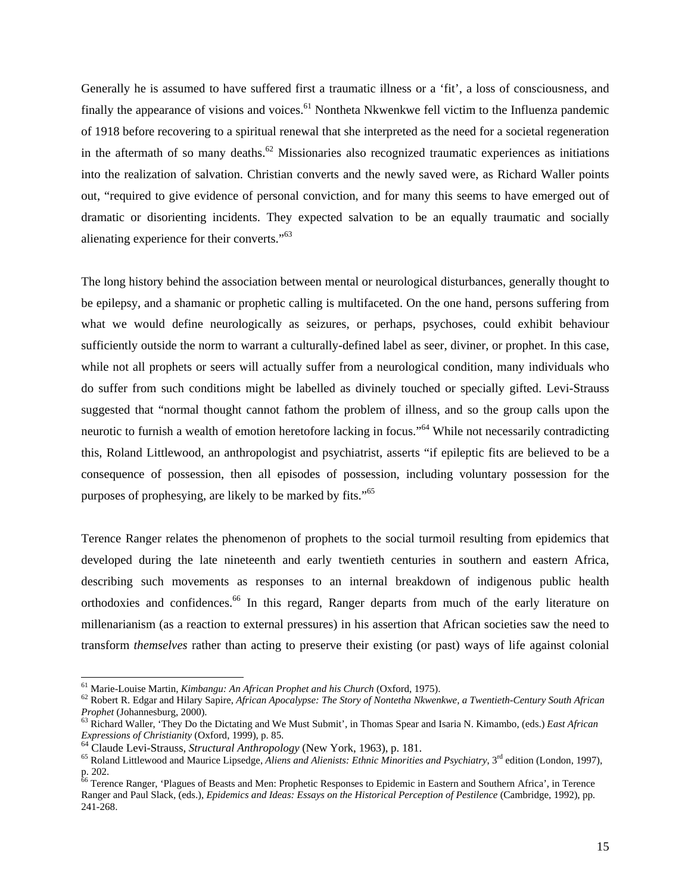Generally he is assumed to have suffered first a traumatic illness or a 'fit', a loss of consciousness, and finally the appearance of visions and voices.[61] Nontheta Nkwenkwe fell victim to the Influenza pandemic of 1918 before recovering to a spiritual renewal that she interpreted as the need for a societal regeneration in the aftermath of so many deaths.[62] Missionaries also recognized traumatic experiences as initiations into the realization of salvation. Christian converts and the newly saved were, as Richard Waller points out, "required to give evidence of personal conviction, and for many this seems to have emerged out of dramatic or disorienting incidents. They expected salvation to be an equally traumatic and socially alienating experience for their converts."[63]

The long history behind the association between mental or neurological disturbances, generally thought to be epilepsy, and a shamanic or prophetic calling is multifaceted. On the one hand, persons suffering from what we would define neurologically as seizures, or perhaps, psychoses, could exhibit behaviour sufficiently outside the norm to warrant a culturally-defined label as seer, diviner, or prophet. In this case, while not all prophets or seers will actually suffer from a neurological condition, many individuals who do suffer from such conditions might be labelled as divinely touched or specially gifted. Levi-Strauss suggested that "normal thought cannot fathom the problem of illness, and so the group calls upon the neurotic to furnish a wealth of emotion heretofore lacking in focus."[64] While not necessarily contradicting this, Roland Littlewood, an anthropologist and psychiatrist, asserts "if epileptic fits are believed to be a consequence of possession, then all episodes of possession, including voluntary possession for the purposes of prophesying, are likely to be marked by fits."[65]

Terence Ranger relates the phenomenon of prophets to the social turmoil resulting from epidemics that developed during the late nineteenth and early twentieth centuries in southern and eastern Africa, describing such movements as responses to an internal breakdown of indigenous public health orthodoxies and confidences.[66] In this regard, Ranger departs from much of the early literature on millenarianism (as a reaction to external pressures) in his assertion that African societies saw the need to transform *themselves* rather than acting to preserve their existing (or past) ways of life against colonial

---

[61] Marie-Louise Martin, *Kimbangu: An African Prophet and his Church* (Oxford, 1975).

[62] Robert R. Edgar and Hilary Sapire, *African Apocalypse: The Story of Nontetha Nkwenkwe, a Twentieth-Century South African Prophet* (Johannesburg, 2000).

[63] Richard Waller, 'They Do the Dictating and We Must Submit', in Thomas Spear and Isaria N. Kimambo, (eds.) *East African Expressions of Christianity* (Oxford, 1999), p. 85.

[64] Claude Levi-Strauss, *Structural Anthropology* (New York, 1963), p. 181.

[65] Roland Littlewood and Maurice Lipsedge, *Aliens and Alienists: Ethnic Minorities and Psychiatry*, 3rd edition (London, 1997), p. 202.

[66] Terence Ranger, 'Plagues of Beasts and Men: Prophetic Responses to Epidemic in Eastern and Southern Africa', in Terence Ranger and Paul Slack, (eds.), *Epidemics and Ideas: Essays on the Historical Perception of Pestilence* (Cambridge, 1992), pp. 241-268.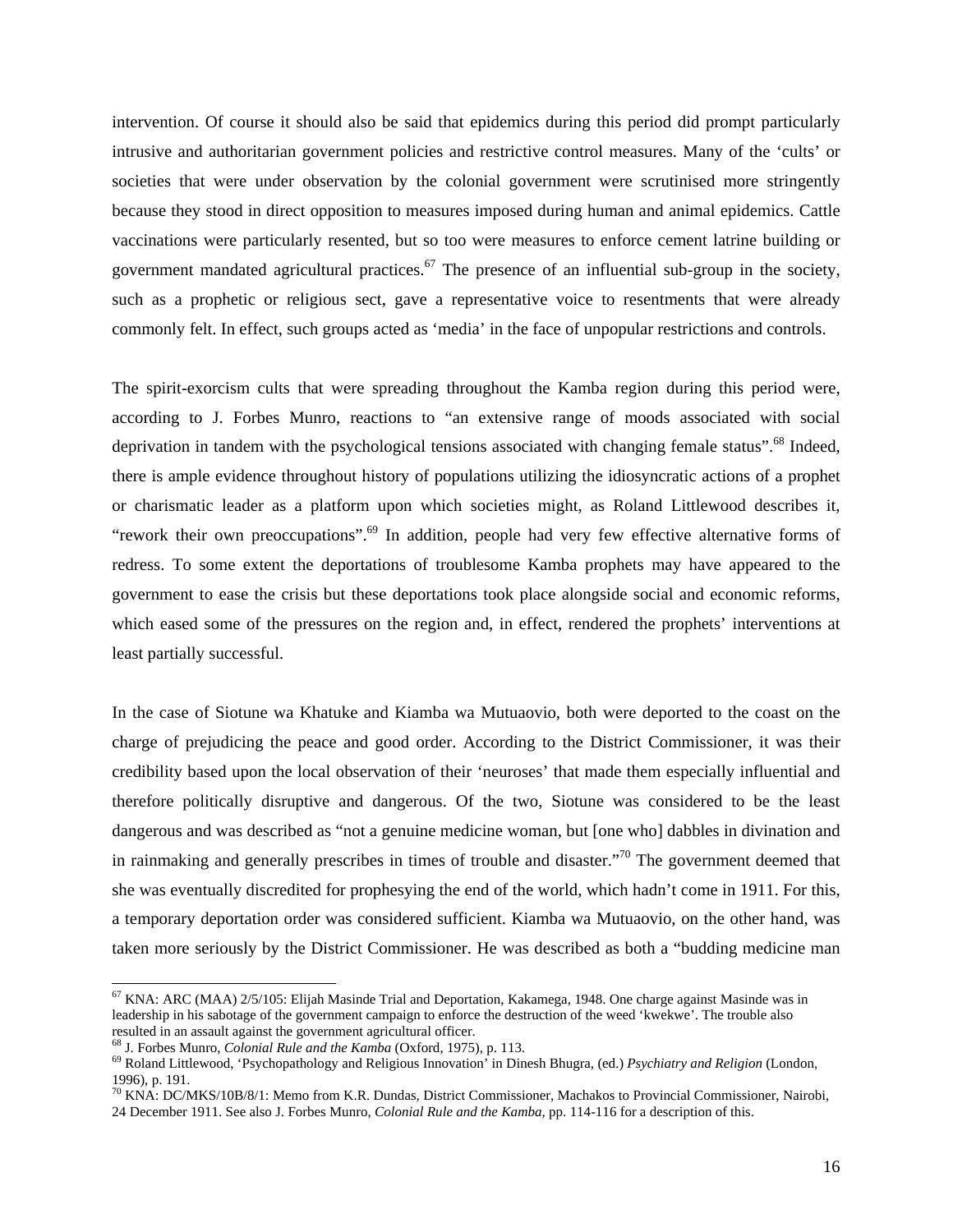intervention. Of course it should also be said that epidemics during this period did prompt particularly intrusive and authoritarian government policies and restrictive control measures. Many of the 'cults' or societies that were under observation by the colonial government were scrutinised more stringently because they stood in direct opposition to measures imposed during human and animal epidemics. Cattle vaccinations were particularly resented, but so too were measures to enforce cement latrine building or government mandated agricultural practices.[67] The presence of an influential sub-group in the society, such as a prophetic or religious sect, gave a representative voice to resentments that were already commonly felt. In effect, such groups acted as 'media' in the face of unpopular restrictions and controls.

The spirit-exorcism cults that were spreading throughout the Kamba region during this period were, according to J. Forbes Munro, reactions to "an extensive range of moods associated with social deprivation in tandem with the psychological tensions associated with changing female status".[68] Indeed, there is ample evidence throughout history of populations utilizing the idiosyncratic actions of a prophet or charismatic leader as a platform upon which societies might, as Roland Littlewood describes it, "rework their own preoccupations".[69] In addition, people had very few effective alternative forms of redress. To some extent the deportations of troublesome Kamba prophets may have appeared to the government to ease the crisis but these deportations took place alongside social and economic reforms, which eased some of the pressures on the region and, in effect, rendered the prophets' interventions at least partially successful.

In the case of Siotune wa Khatuke and Kiamba wa Mutuaovio, both were deported to the coast on the charge of prejudicing the peace and good order. According to the District Commissioner, it was their credibility based upon the local observation of their 'neuroses' that made them especially influential and therefore politically disruptive and dangerous. Of the two, Siotune was considered to be the least dangerous and was described as "not a genuine medicine woman, but [one who] dabbles in divination and in rainmaking and generally prescribes in times of trouble and disaster."[70] The government deemed that she was eventually discredited for prophesying the end of the world, which hadn't come in 1911. For this, a temporary deportation order was considered sufficient. Kiamba wa Mutuaovio, on the other hand, was taken more seriously by the District Commissioner. He was described as both a "budding medicine man

---

[67] KNA: ARC (MAA) 2/5/105: Elijah Masinde Trial and Deportation, Kakamega, 1948. One charge against Masinde was in leadership in his sabotage of the government campaign to enforce the destruction of the weed 'kwekwe'. The trouble also resulted in an assault against the government agricultural officer.

[68] J. Forbes Munro, *Colonial Rule and the Kamba* (Oxford, 1975), p. 113.

[69] Roland Littlewood, 'Psychopathology and Religious Innovation' in Dinesh Bhugra, (ed.) *Psychiatry and Religion* (London, 1996), p. 191.

[70] KNA: DC/MKS/10B/8/1: Memo from K.R. Dundas, District Commissioner, Machakos to Provincial Commissioner, Nairobi, 24 December 1911. See also J. Forbes Munro, *Colonial Rule and the Kamba*, pp. 114-116 for a description of this.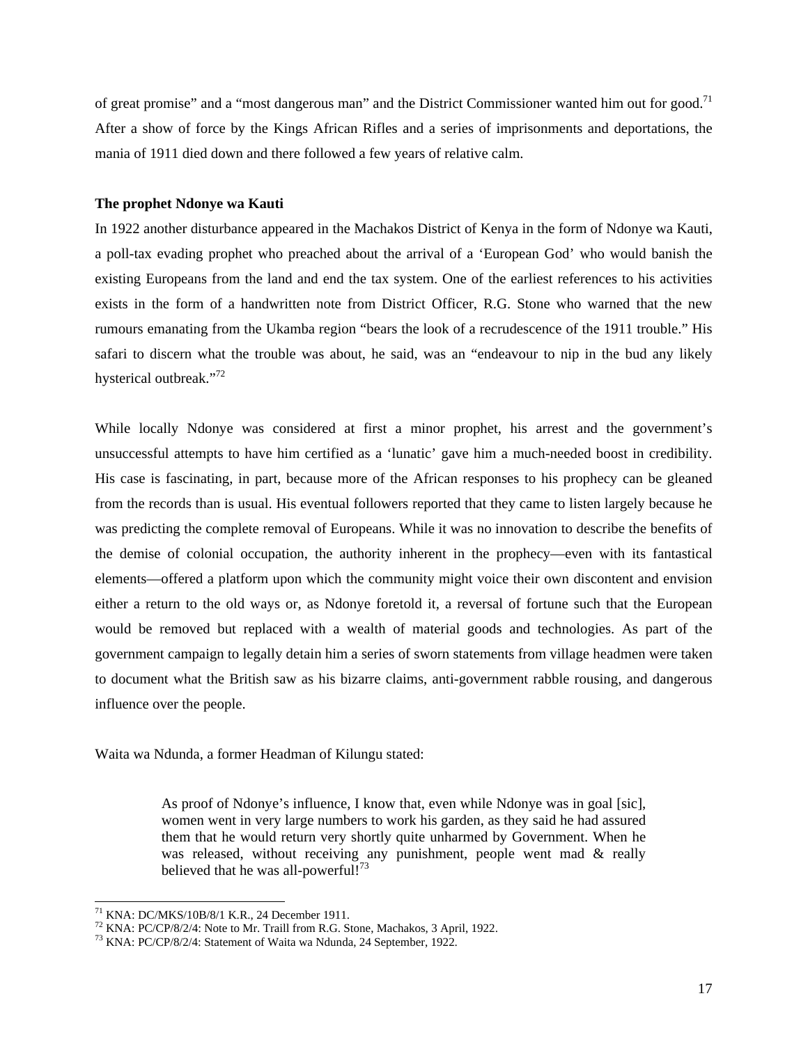of great promise" and a "most dangerous man" and the District Commissioner wanted him out for good.[71] After a show of force by the Kings African Rifles and a series of imprisonments and deportations, the mania of 1911 died down and there followed a few years of relative calm.

**The prophet Ndonye wa Kauti**

In 1922 another disturbance appeared in the Machakos District of Kenya in the form of Ndonye wa Kauti, a poll-tax evading prophet who preached about the arrival of a 'European God' who would banish the existing Europeans from the land and end the tax system. One of the earliest references to his activities exists in the form of a handwritten note from District Officer, R.G. Stone who warned that the new rumours emanating from the Ukamba region "bears the look of a recrudescence of the 1911 trouble." His safari to discern what the trouble was about, he said, was an "endeavour to nip in the bud any likely hysterical outbreak."[72]

While locally Ndonye was considered at first a minor prophet, his arrest and the government's unsuccessful attempts to have him certified as a 'lunatic' gave him a much-needed boost in credibility. His case is fascinating, in part, because more of the African responses to his prophecy can be gleaned from the records than is usual. His eventual followers reported that they came to listen largely because he was predicting the complete removal of Europeans. While it was no innovation to describe the benefits of the demise of colonial occupation, the authority inherent in the prophecy—even with its fantastical elements—offered a platform upon which the community might voice their own discontent and envision either a return to the old ways or, as Ndonye foretold it, a reversal of fortune such that the European would be removed but replaced with a wealth of material goods and technologies. As part of the government campaign to legally detain him a series of sworn statements from village headmen were taken to document what the British saw as his bizarre claims, anti-government rabble rousing, and dangerous influence over the people.

Waita wa Ndunda, a former Headman of Kilungu stated:

> As proof of Ndonye's influence, I know that, even while Ndonye was in goal [sic], women went in very large numbers to work his garden, as they said he had assured them that he would return very shortly quite unharmed by Government. When he was released, without receiving any punishment, people went mad & really believed that he was all-powerful![73]

[71] KNA: DC/MKS/10B/8/1 K.R., 24 December 1911.
[72] KNA: PC/CP/8/2/4: Note to Mr. Traill from R.G. Stone, Machakos, 3 April, 1922.
[73] KNA: PC/CP/8/2/4: Statement of Waita wa Ndunda, 24 September, 1922.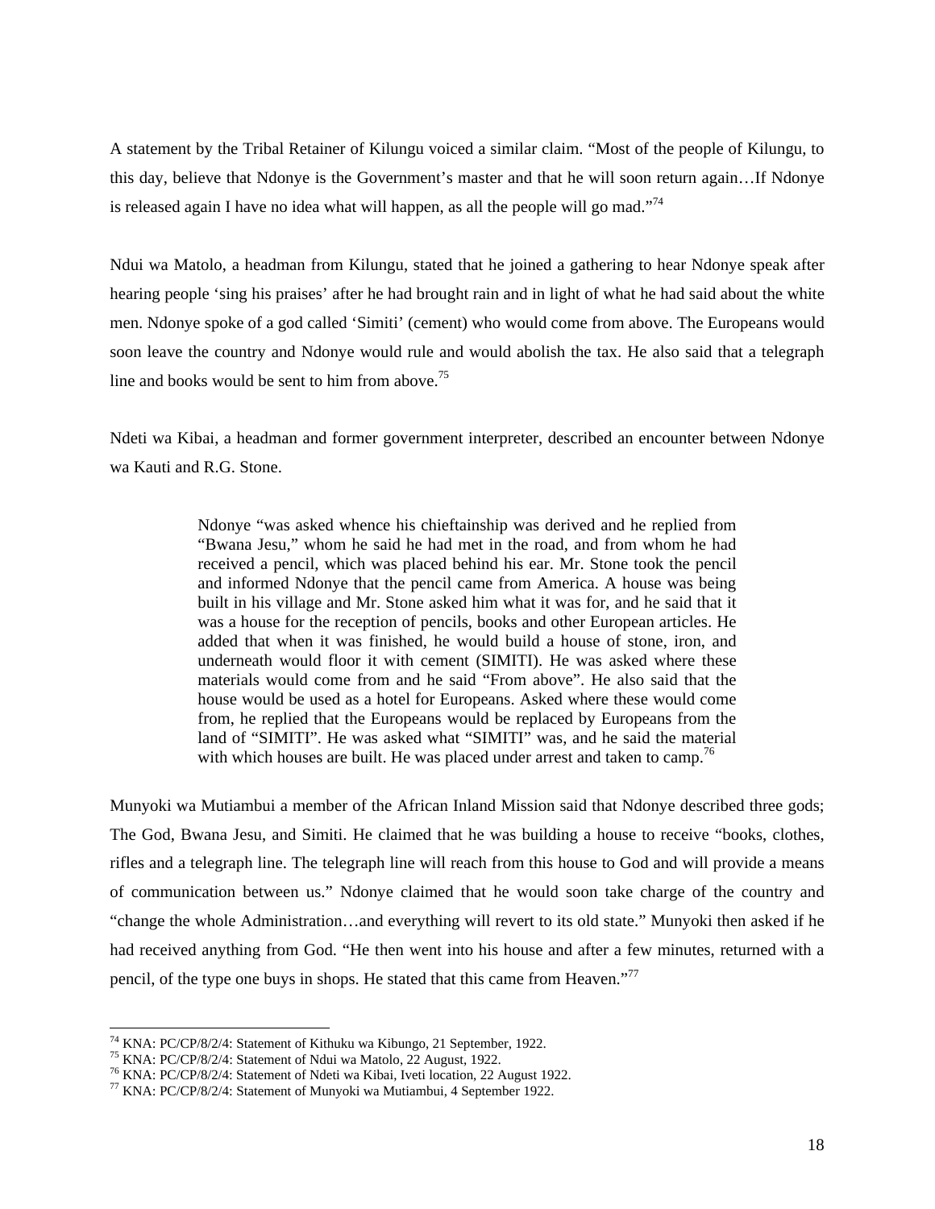A statement by the Tribal Retainer of Kilungu voiced a similar claim. "Most of the people of Kilungu, to this day, believe that Ndonye is the Government's master and that he will soon return again…If Ndonye is released again I have no idea what will happen, as all the people will go mad."[74]

Ndui wa Matolo, a headman from Kilungu, stated that he joined a gathering to hear Ndonye speak after hearing people 'sing his praises' after he had brought rain and in light of what he had said about the white men. Ndonye spoke of a god called 'Simiti' (cement) who would come from above. The Europeans would soon leave the country and Ndonye would rule and would abolish the tax. He also said that a telegraph line and books would be sent to him from above.[75]

Ndeti wa Kibai, a headman and former government interpreter, described an encounter between Ndonye wa Kauti and R.G. Stone.

> Ndonye "was asked whence his chieftainship was derived and he replied from "Bwana Jesu," whom he said he had met in the road, and from whom he had received a pencil, which was placed behind his ear. Mr. Stone took the pencil and informed Ndonye that the pencil came from America. A house was being built in his village and Mr. Stone asked him what it was for, and he said that it was a house for the reception of pencils, books and other European articles. He added that when it was finished, he would build a house of stone, iron, and underneath would floor it with cement (SIMITI). He was asked where these materials would come from and he said "From above". He also said that the house would be used as a hotel for Europeans. Asked where these would come from, he replied that the Europeans would be replaced by Europeans from the land of "SIMITI". He was asked what "SIMITI" was, and he said the material with which houses are built. He was placed under arrest and taken to camp.[76]

Munyoki wa Mutiambui a member of the African Inland Mission said that Ndonye described three gods; The God, Bwana Jesu, and Simiti. He claimed that he was building a house to receive "books, clothes, rifles and a telegraph line. The telegraph line will reach from this house to God and will provide a means of communication between us." Ndonye claimed that he would soon take charge of the country and "change the whole Administration…and everything will revert to its old state." Munyoki then asked if he had received anything from God. "He then went into his house and after a few minutes, returned with a pencil, of the type one buys in shops. He stated that this came from Heaven."[77]

---

[74] KNA: PC/CP/8/2/4: Statement of Kithuku wa Kibungo, 21 September, 1922.

[75] KNA: PC/CP/8/2/4: Statement of Ndui wa Matolo, 22 August, 1922.

[76] KNA: PC/CP/8/2/4: Statement of Ndeti wa Kibai, Iveti location, 22 August 1922.

[77] KNA: PC/CP/8/2/4: Statement of Munyoki wa Mutiambui, 4 September 1922.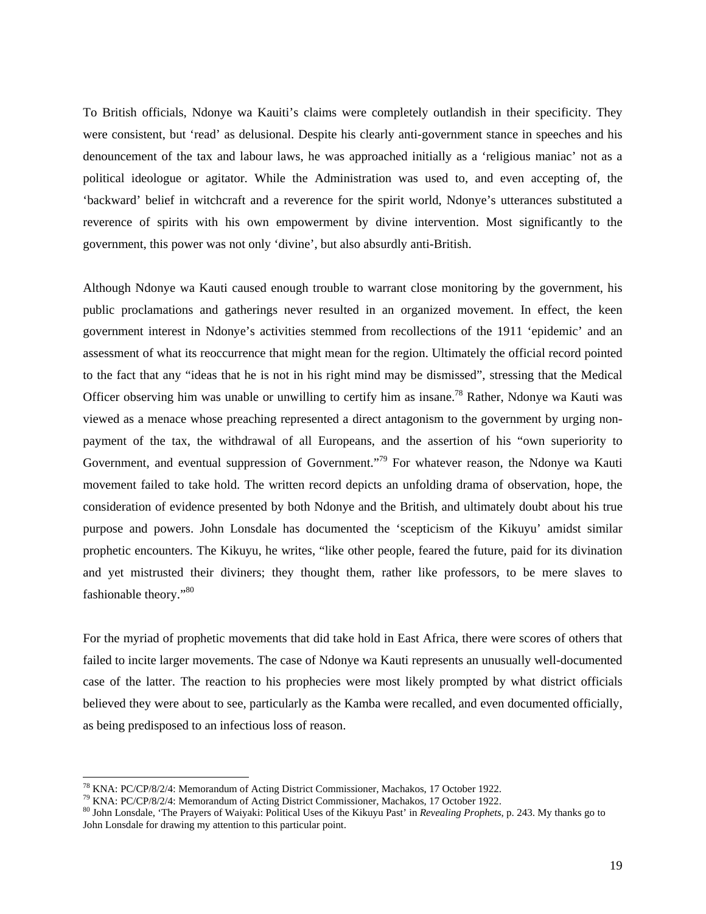To British officials, Ndonye wa Kauiti's claims were completely outlandish in their specificity. They were consistent, but 'read' as delusional. Despite his clearly anti-government stance in speeches and his denouncement of the tax and labour laws, he was approached initially as a 'religious maniac' not as a political ideologue or agitator. While the Administration was used to, and even accepting of, the 'backward' belief in witchcraft and a reverence for the spirit world, Ndonye's utterances substituted a reverence of spirits with his own empowerment by divine intervention. Most significantly to the government, this power was not only 'divine', but also absurdly anti-British.

Although Ndonye wa Kauti caused enough trouble to warrant close monitoring by the government, his public proclamations and gatherings never resulted in an organized movement. In effect, the keen government interest in Ndonye's activities stemmed from recollections of the 1911 'epidemic' and an assessment of what its reoccurrence that might mean for the region. Ultimately the official record pointed to the fact that any "ideas that he is not in his right mind may be dismissed", stressing that the Medical Officer observing him was unable or unwilling to certify him as insane.[78] Rather, Ndonye wa Kauti was viewed as a menace whose preaching represented a direct antagonism to the government by urging non-payment of the tax, the withdrawal of all Europeans, and the assertion of his "own superiority to Government, and eventual suppression of Government."[79] For whatever reason, the Ndonye wa Kauti movement failed to take hold. The written record depicts an unfolding drama of observation, hope, the consideration of evidence presented by both Ndonye and the British, and ultimately doubt about his true purpose and powers. John Lonsdale has documented the 'scepticism of the Kikuyu' amidst similar prophetic encounters. The Kikuyu, he writes, "like other people, feared the future, paid for its divination and yet mistrusted their diviners; they thought them, rather like professors, to be mere slaves to fashionable theory."[80]

For the myriad of prophetic movements that did take hold in East Africa, there were scores of others that failed to incite larger movements. The case of Ndonye wa Kauti represents an unusually well-documented case of the latter. The reaction to his prophecies were most likely prompted by what district officials believed they were about to see, particularly as the Kamba were recalled, and even documented officially, as being predisposed to an infectious loss of reason.

---

[78] KNA: PC/CP/8/2/4: Memorandum of Acting District Commissioner, Machakos, 17 October 1922.

[79] KNA: PC/CP/8/2/4: Memorandum of Acting District Commissioner, Machakos, 17 October 1922.

[80] John Lonsdale, 'The Prayers of Waiyaki: Political Uses of the Kikuyu Past' in *Revealing Prophets*, p. 243. My thanks go to John Lonsdale for drawing my attention to this particular point.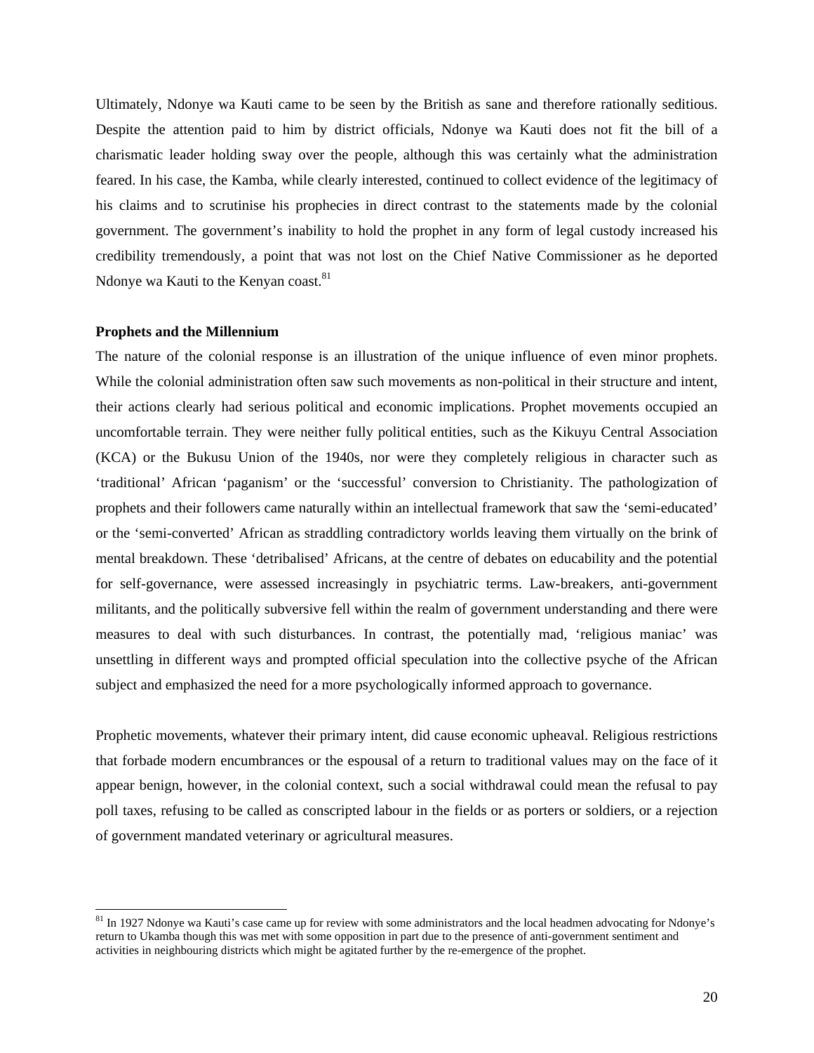Ultimately, Ndonye wa Kauti came to be seen by the British as sane and therefore rationally seditious. Despite the attention paid to him by district officials, Ndonye wa Kauti does not fit the bill of a charismatic leader holding sway over the people, although this was certainly what the administration feared. In his case, the Kamba, while clearly interested, continued to collect evidence of the legitimacy of his claims and to scrutinise his prophecies in direct contrast to the statements made by the colonial government. The government's inability to hold the prophet in any form of legal custody increased his credibility tremendously, a point that was not lost on the Chief Native Commissioner as he deported Ndonye wa Kauti to the Kenyan coast.[81]

**Prophets and the Millennium**

The nature of the colonial response is an illustration of the unique influence of even minor prophets. While the colonial administration often saw such movements as non-political in their structure and intent, their actions clearly had serious political and economic implications. Prophet movements occupied an uncomfortable terrain. They were neither fully political entities, such as the Kikuyu Central Association (KCA) or the Bukusu Union of the 1940s, nor were they completely religious in character such as 'traditional' African 'paganism' or the 'successful' conversion to Christianity. The pathologization of prophets and their followers came naturally within an intellectual framework that saw the 'semi-educated' or the 'semi-converted' African as straddling contradictory worlds leaving them virtually on the brink of mental breakdown. These 'detribalised' Africans, at the centre of debates on educability and the potential for self-governance, were assessed increasingly in psychiatric terms. Law-breakers, anti-government militants, and the politically subversive fell within the realm of government understanding and there were measures to deal with such disturbances. In contrast, the potentially mad, 'religious maniac' was unsettling in different ways and prompted official speculation into the collective psyche of the African subject and emphasized the need for a more psychologically informed approach to governance.

Prophetic movements, whatever their primary intent, did cause economic upheaval. Religious restrictions that forbade modern encumbrances or the espousal of a return to traditional values may on the face of it appear benign, however, in the colonial context, such a social withdrawal could mean the refusal to pay poll taxes, refusing to be called as conscripted labour in the fields or as porters or soldiers, or a rejection of government mandated veterinary or agricultural measures.

---

[81] In 1927 Ndonye wa Kauti's case came up for review with some administrators and the local headmen advocating for Ndonye's return to Ukamba though this was met with some opposition in part due to the presence of anti-government sentiment and activities in neighbouring districts which might be agitated further by the re-emergence of the prophet.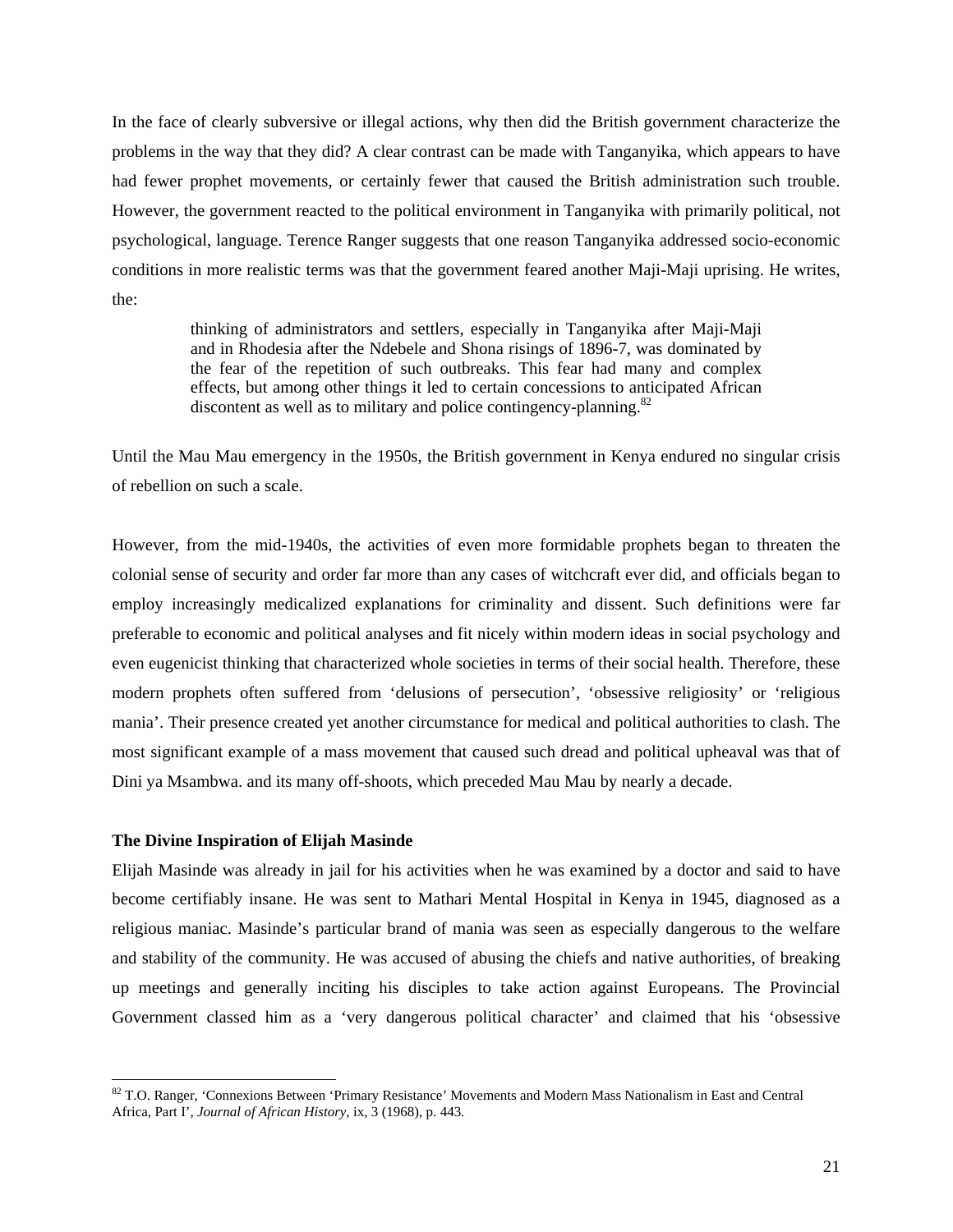In the face of clearly subversive or illegal actions, why then did the British government characterize the problems in the way that they did? A clear contrast can be made with Tanganyika, which appears to have had fewer prophet movements, or certainly fewer that caused the British administration such trouble. However, the government reacted to the political environment in Tanganyika with primarily political, not psychological, language. Terence Ranger suggests that one reason Tanganyika addressed socio-economic conditions in more realistic terms was that the government feared another Maji-Maji uprising. He writes, the:

> thinking of administrators and settlers, especially in Tanganyika after Maji-Maji and in Rhodesia after the Ndebele and Shona risings of 1896-7, was dominated by the fear of the repetition of such outbreaks. This fear had many and complex effects, but among other things it led to certain concessions to anticipated African discontent as well as to military and police contingency-planning.[82]

Until the Mau Mau emergency in the 1950s, the British government in Kenya endured no singular crisis of rebellion on such a scale.

However, from the mid-1940s, the activities of even more formidable prophets began to threaten the colonial sense of security and order far more than any cases of witchcraft ever did, and officials began to employ increasingly medicalized explanations for criminality and dissent. Such definitions were far preferable to economic and political analyses and fit nicely within modern ideas in social psychology and even eugenicist thinking that characterized whole societies in terms of their social health. Therefore, these modern prophets often suffered from 'delusions of persecution', 'obsessive religiosity' or 'religious mania'. Their presence created yet another circumstance for medical and political authorities to clash. The most significant example of a mass movement that caused such dread and political upheaval was that of Dini ya Msambwa. and its many off-shoots, which preceded Mau Mau by nearly a decade.

**The Divine Inspiration of Elijah Masinde**

Elijah Masinde was already in jail for his activities when he was examined by a doctor and said to have become certifiably insane. He was sent to Mathari Mental Hospital in Kenya in 1945, diagnosed as a religious maniac. Masinde's particular brand of mania was seen as especially dangerous to the welfare and stability of the community. He was accused of abusing the chiefs and native authorities, of breaking up meetings and generally inciting his disciples to take action against Europeans. The Provincial Government classed him as a 'very dangerous political character' and claimed that his 'obsessive

---

[82] T.O. Ranger, 'Connexions Between 'Primary Resistance' Movements and Modern Mass Nationalism in East and Central Africa, Part I', *Journal of African History*, ix, 3 (1968), p. 443.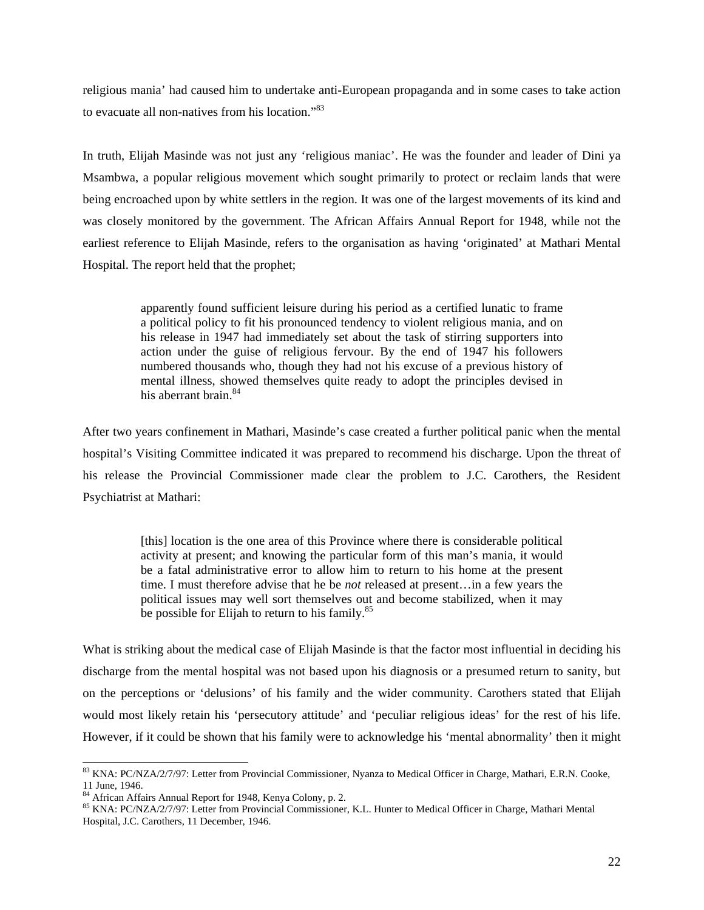religious mania' had caused him to undertake anti-European propaganda and in some cases to take action to evacuate all non-natives from his location."[83]

In truth, Elijah Masinde was not just any 'religious maniac'. He was the founder and leader of Dini ya Msambwa, a popular religious movement which sought primarily to protect or reclaim lands that were being encroached upon by white settlers in the region. It was one of the largest movements of its kind and was closely monitored by the government. The African Affairs Annual Report for 1948, while not the earliest reference to Elijah Masinde, refers to the organisation as having 'originated' at Mathari Mental Hospital. The report held that the prophet;

> apparently found sufficient leisure during his period as a certified lunatic to frame a political policy to fit his pronounced tendency to violent religious mania, and on his release in 1947 had immediately set about the task of stirring supporters into action under the guise of religious fervour. By the end of 1947 his followers numbered thousands who, though they had not his excuse of a previous history of mental illness, showed themselves quite ready to adopt the principles devised in his aberrant brain.[84]

After two years confinement in Mathari, Masinde's case created a further political panic when the mental hospital's Visiting Committee indicated it was prepared to recommend his discharge. Upon the threat of his release the Provincial Commissioner made clear the problem to J.C. Carothers, the Resident Psychiatrist at Mathari:

> [this] location is the one area of this Province where there is considerable political activity at present; and knowing the particular form of this man's mania, it would be a fatal administrative error to allow him to return to his home at the present time. I must therefore advise that he be *not* released at present…in a few years the political issues may well sort themselves out and become stabilized, when it may be possible for Elijah to return to his family.[85]

What is striking about the medical case of Elijah Masinde is that the factor most influential in deciding his discharge from the mental hospital was not based upon his diagnosis or a presumed return to sanity, but on the perceptions or 'delusions' of his family and the wider community. Carothers stated that Elijah would most likely retain his 'persecutory attitude' and 'peculiar religious ideas' for the rest of his life. However, if it could be shown that his family were to acknowledge his 'mental abnormality' then it might

---

[83] KNA: PC/NZA/2/7/97: Letter from Provincial Commissioner, Nyanza to Medical Officer in Charge, Mathari, E.R.N. Cooke, 11 June, 1946.

[84] African Affairs Annual Report for 1948, Kenya Colony, p. 2.

[85] KNA: PC/NZA/2/7/97: Letter from Provincial Commissioner, K.L. Hunter to Medical Officer in Charge, Mathari Mental Hospital, J.C. Carothers, 11 December, 1946.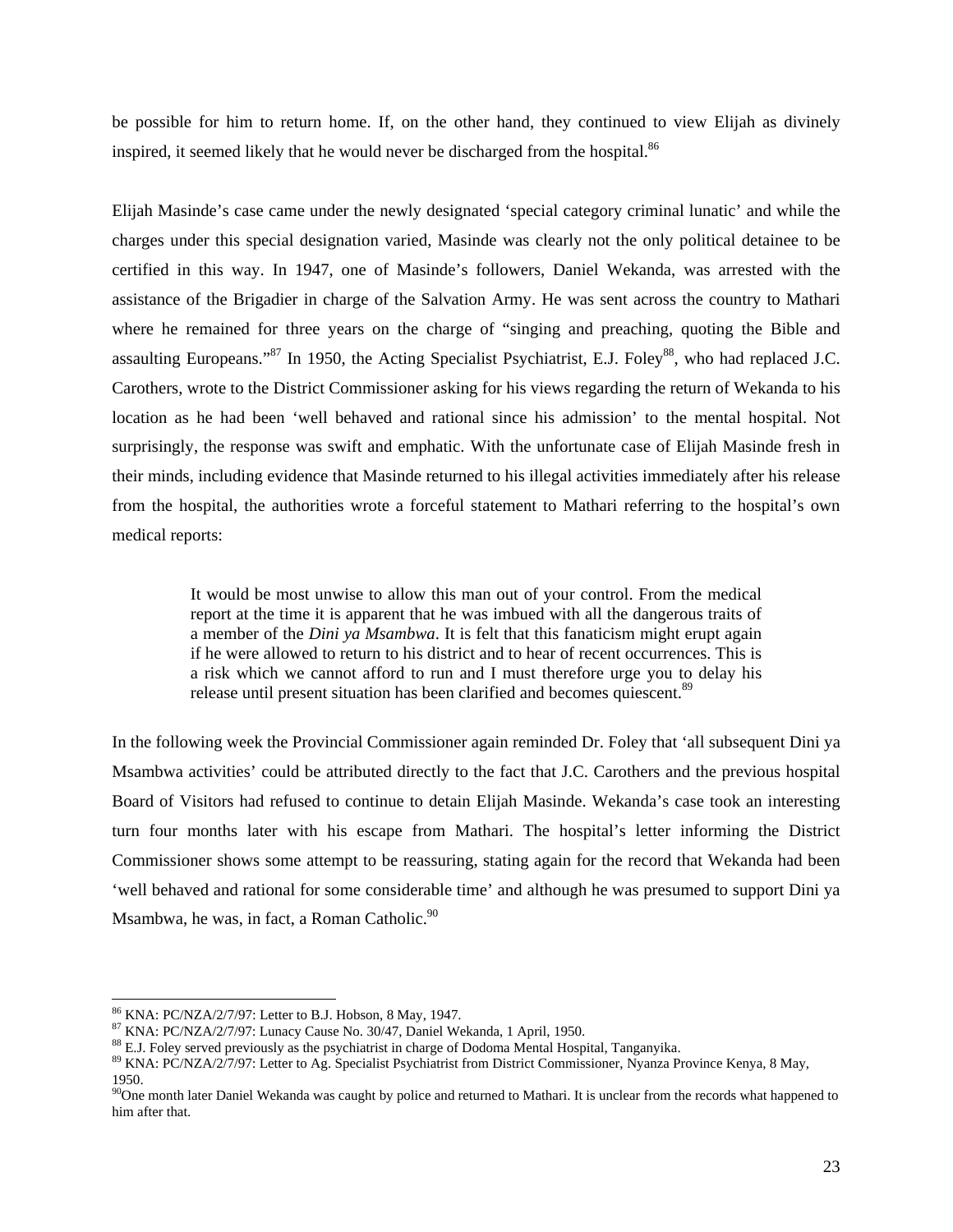be possible for him to return home. If, on the other hand, they continued to view Elijah as divinely inspired, it seemed likely that he would never be discharged from the hospital.[86]

Elijah Masinde's case came under the newly designated 'special category criminal lunatic' and while the charges under this special designation varied, Masinde was clearly not the only political detainee to be certified in this way. In 1947, one of Masinde's followers, Daniel Wekanda, was arrested with the assistance of the Brigadier in charge of the Salvation Army. He was sent across the country to Mathari where he remained for three years on the charge of "singing and preaching, quoting the Bible and assaulting Europeans."[87] In 1950, the Acting Specialist Psychiatrist, E.J. Foley[88], who had replaced J.C. Carothers, wrote to the District Commissioner asking for his views regarding the return of Wekanda to his location as he had been 'well behaved and rational since his admission' to the mental hospital. Not surprisingly, the response was swift and emphatic. With the unfortunate case of Elijah Masinde fresh in their minds, including evidence that Masinde returned to his illegal activities immediately after his release from the hospital, the authorities wrote a forceful statement to Mathari referring to the hospital's own medical reports:

> It would be most unwise to allow this man out of your control. From the medical report at the time it is apparent that he was imbued with all the dangerous traits of a member of the *Dini ya Msambwa*. It is felt that this fanaticism might erupt again if he were allowed to return to his district and to hear of recent occurrences. This is a risk which we cannot afford to run and I must therefore urge you to delay his release until present situation has been clarified and becomes quiescent.[89]

In the following week the Provincial Commissioner again reminded Dr. Foley that 'all subsequent Dini ya Msambwa activities' could be attributed directly to the fact that J.C. Carothers and the previous hospital Board of Visitors had refused to continue to detain Elijah Masinde. Wekanda's case took an interesting turn four months later with his escape from Mathari. The hospital's letter informing the District Commissioner shows some attempt to be reassuring, stating again for the record that Wekanda had been 'well behaved and rational for some considerable time' and although he was presumed to support Dini ya Msambwa, he was, in fact, a Roman Catholic.[90]

---

[86] KNA: PC/NZA/2/7/97: Letter to B.J. Hobson, 8 May, 1947.

[87] KNA: PC/NZA/2/7/97: Lunacy Cause No. 30/47, Daniel Wekanda, 1 April, 1950.

[88] E.J. Foley served previously as the psychiatrist in charge of Dodoma Mental Hospital, Tanganyika.

[89] KNA: PC/NZA/2/7/97: Letter to Ag. Specialist Psychiatrist from District Commissioner, Nyanza Province Kenya, 8 May, 1950.

[90] One month later Daniel Wekanda was caught by police and returned to Mathari. It is unclear from the records what happened to him after that.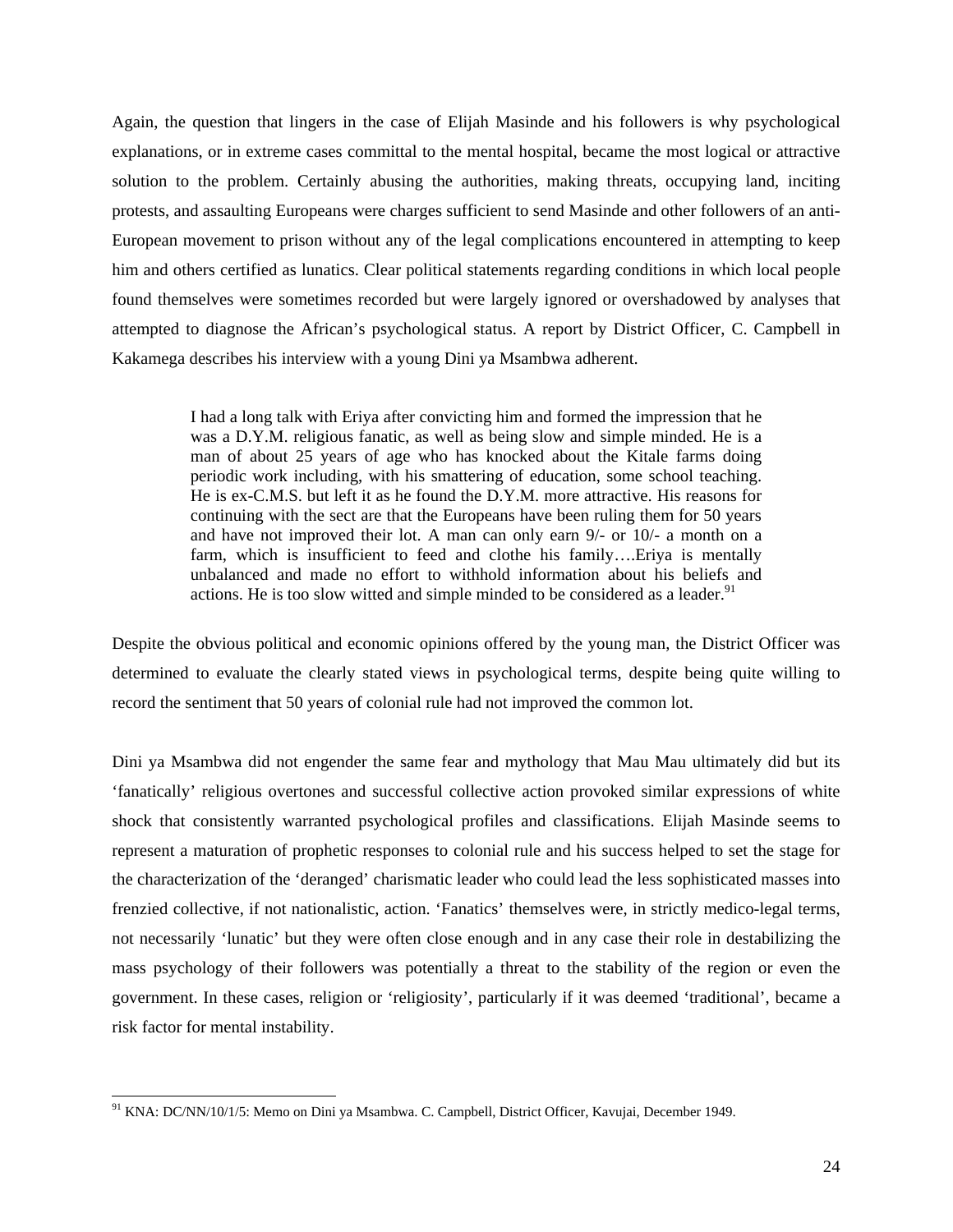Again, the question that lingers in the case of Elijah Masinde and his followers is why psychological explanations, or in extreme cases committal to the mental hospital, became the most logical or attractive solution to the problem. Certainly abusing the authorities, making threats, occupying land, inciting protests, and assaulting Europeans were charges sufficient to send Masinde and other followers of an anti-European movement to prison without any of the legal complications encountered in attempting to keep him and others certified as lunatics. Clear political statements regarding conditions in which local people found themselves were sometimes recorded but were largely ignored or overshadowed by analyses that attempted to diagnose the African's psychological status. A report by District Officer, C. Campbell in Kakamega describes his interview with a young Dini ya Msambwa adherent.

> I had a long talk with Eriya after convicting him and formed the impression that he was a D.Y.M. religious fanatic, as well as being slow and simple minded. He is a man of about 25 years of age who has knocked about the Kitale farms doing periodic work including, with his smattering of education, some school teaching. He is ex-C.M.S. but left it as he found the D.Y.M. more attractive. His reasons for continuing with the sect are that the Europeans have been ruling them for 50 years and have not improved their lot. A man can only earn 9/- or 10/- a month on a farm, which is insufficient to feed and clothe his family….Eriya is mentally unbalanced and made no effort to withhold information about his beliefs and actions. He is too slow witted and simple minded to be considered as a leader.[91]

Despite the obvious political and economic opinions offered by the young man, the District Officer was determined to evaluate the clearly stated views in psychological terms, despite being quite willing to record the sentiment that 50 years of colonial rule had not improved the common lot.

Dini ya Msambwa did not engender the same fear and mythology that Mau Mau ultimately did but its 'fanatically' religious overtones and successful collective action provoked similar expressions of white shock that consistently warranted psychological profiles and classifications. Elijah Masinde seems to represent a maturation of prophetic responses to colonial rule and his success helped to set the stage for the characterization of the 'deranged' charismatic leader who could lead the less sophisticated masses into frenzied collective, if not nationalistic, action. 'Fanatics' themselves were, in strictly medico-legal terms, not necessarily 'lunatic' but they were often close enough and in any case their role in destabilizing the mass psychology of their followers was potentially a threat to the stability of the region or even the government. In these cases, religion or 'religiosity', particularly if it was deemed 'traditional', became a risk factor for mental instability.

---

[91] KNA: DC/NN/10/1/5: Memo on Dini ya Msambwa. C. Campbell, District Officer, Kavujai, December 1949.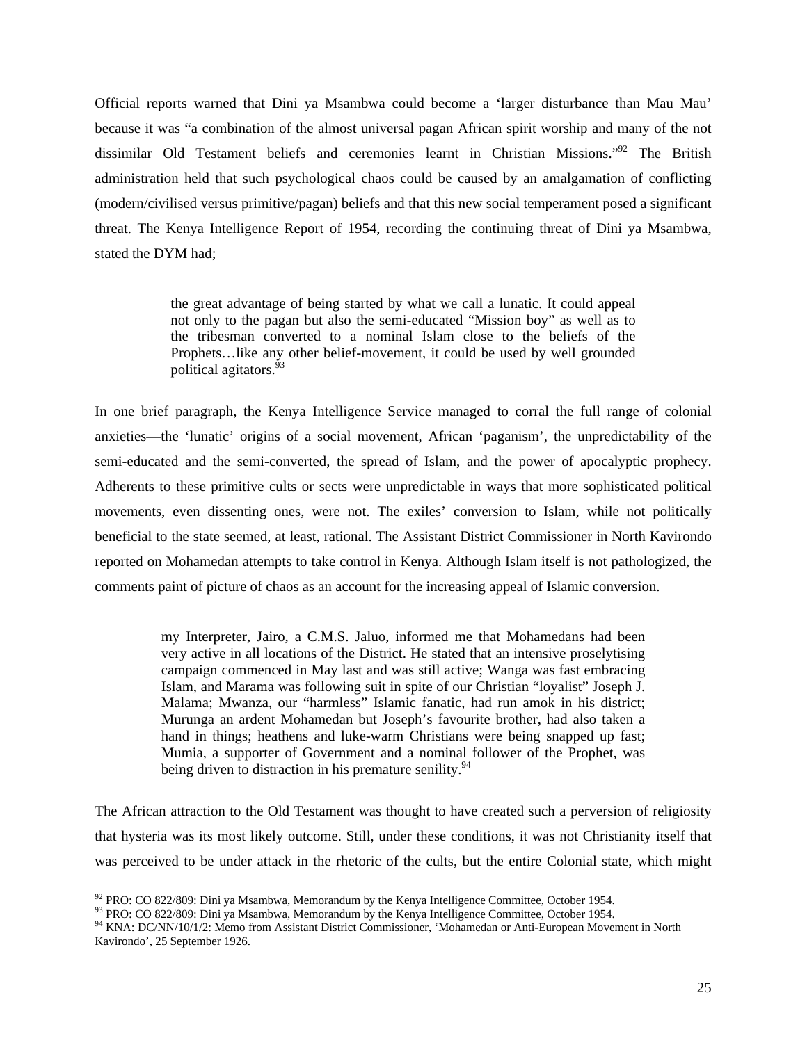Official reports warned that Dini ya Msambwa could become a 'larger disturbance than Mau Mau' because it was "a combination of the almost universal pagan African spirit worship and many of the not dissimilar Old Testament beliefs and ceremonies learnt in Christian Missions."[92] The British administration held that such psychological chaos could be caused by an amalgamation of conflicting (modern/civilised versus primitive/pagan) beliefs and that this new social temperament posed a significant threat. The Kenya Intelligence Report of 1954, recording the continuing threat of Dini ya Msambwa, stated the DYM had;

> the great advantage of being started by what we call a lunatic. It could appeal not only to the pagan but also the semi-educated "Mission boy" as well as to the tribesman converted to a nominal Islam close to the beliefs of the Prophets…like any other belief-movement, it could be used by well grounded political agitators.[93]

In one brief paragraph, the Kenya Intelligence Service managed to corral the full range of colonial anxieties—the 'lunatic' origins of a social movement, African 'paganism', the unpredictability of the semi-educated and the semi-converted, the spread of Islam, and the power of apocalyptic prophecy. Adherents to these primitive cults or sects were unpredictable in ways that more sophisticated political movements, even dissenting ones, were not. The exiles' conversion to Islam, while not politically beneficial to the state seemed, at least, rational. The Assistant District Commissioner in North Kavirondo reported on Mohamedan attempts to take control in Kenya. Although Islam itself is not pathologized, the comments paint of picture of chaos as an account for the increasing appeal of Islamic conversion.

> my Interpreter, Jairo, a C.M.S. Jaluo, informed me that Mohamedans had been very active in all locations of the District. He stated that an intensive proselytising campaign commenced in May last and was still active; Wanga was fast embracing Islam, and Marama was following suit in spite of our Christian "loyalist" Joseph J. Malama; Mwanza, our "harmless" Islamic fanatic, had run amok in his district; Murunga an ardent Mohamedan but Joseph's favourite brother, had also taken a hand in things; heathens and luke-warm Christians were being snapped up fast; Mumia, a supporter of Government and a nominal follower of the Prophet, was being driven to distraction in his premature senility.[94]

The African attraction to the Old Testament was thought to have created such a perversion of religiosity that hysteria was its most likely outcome. Still, under these conditions, it was not Christianity itself that was perceived to be under attack in the rhetoric of the cults, but the entire Colonial state, which might

---

[92] PRO: CO 822/809: Dini ya Msambwa, Memorandum by the Kenya Intelligence Committee, October 1954.

[93] PRO: CO 822/809: Dini ya Msambwa, Memorandum by the Kenya Intelligence Committee, October 1954.

[94] KNA: DC/NN/10/1/2: Memo from Assistant District Commissioner, 'Mohamedan or Anti-European Movement in North Kavirondo', 25 September 1926.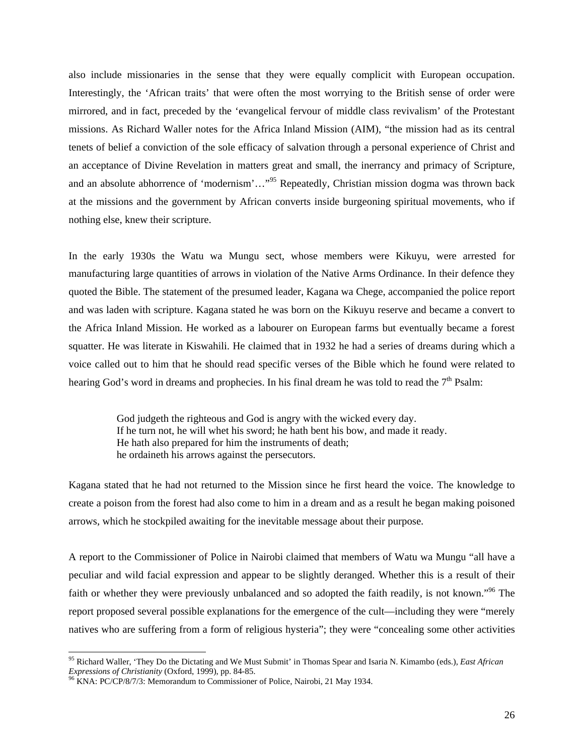also include missionaries in the sense that they were equally complicit with European occupation. Interestingly, the 'African traits' that were often the most worrying to the British sense of order were mirrored, and in fact, preceded by the 'evangelical fervour of middle class revivalism' of the Protestant missions. As Richard Waller notes for the Africa Inland Mission (AIM), "the mission had as its central tenets of belief a conviction of the sole efficacy of salvation through a personal experience of Christ and an acceptance of Divine Revelation in matters great and small, the inerrancy and primacy of Scripture, and an absolute abhorrence of 'modernism'…"[95] Repeatedly, Christian mission dogma was thrown back at the missions and the government by African converts inside burgeoning spiritual movements, who if nothing else, knew their scripture.

In the early 1930s the Watu wa Mungu sect, whose members were Kikuyu, were arrested for manufacturing large quantities of arrows in violation of the Native Arms Ordinance. In their defence they quoted the Bible. The statement of the presumed leader, Kagana wa Chege, accompanied the police report and was laden with scripture. Kagana stated he was born on the Kikuyu reserve and became a convert to the Africa Inland Mission. He worked as a labourer on European farms but eventually became a forest squatter. He was literate in Kiswahili. He claimed that in 1932 he had a series of dreams during which a voice called out to him that he should read specific verses of the Bible which he found were related to hearing God's word in dreams and prophecies. In his final dream he was told to read the 7th Psalm:

> God judgeth the righteous and God is angry with the wicked every day.
> If he turn not, he will whet his sword; he hath bent his bow, and made it ready.
> He hath also prepared for him the instruments of death;
> he ordaineth his arrows against the persecutors.

Kagana stated that he had not returned to the Mission since he first heard the voice. The knowledge to create a poison from the forest had also come to him in a dream and as a result he began making poisoned arrows, which he stockpiled awaiting for the inevitable message about their purpose.

A report to the Commissioner of Police in Nairobi claimed that members of Watu wa Mungu "all have a peculiar and wild facial expression and appear to be slightly deranged. Whether this is a result of their faith or whether they were previously unbalanced and so adopted the faith readily, is not known."[96] The report proposed several possible explanations for the emergence of the cult—including they were "merely natives who are suffering from a form of religious hysteria"; they were "concealing some other activities

---

[95] Richard Waller, 'They Do the Dictating and We Must Submit' in Thomas Spear and Isaria N. Kimambo (eds.), *East African Expressions of Christianity* (Oxford, 1999), pp. 84-85.

[96] KNA: PC/CP/8/7/3: Memorandum to Commissioner of Police, Nairobi, 21 May 1934.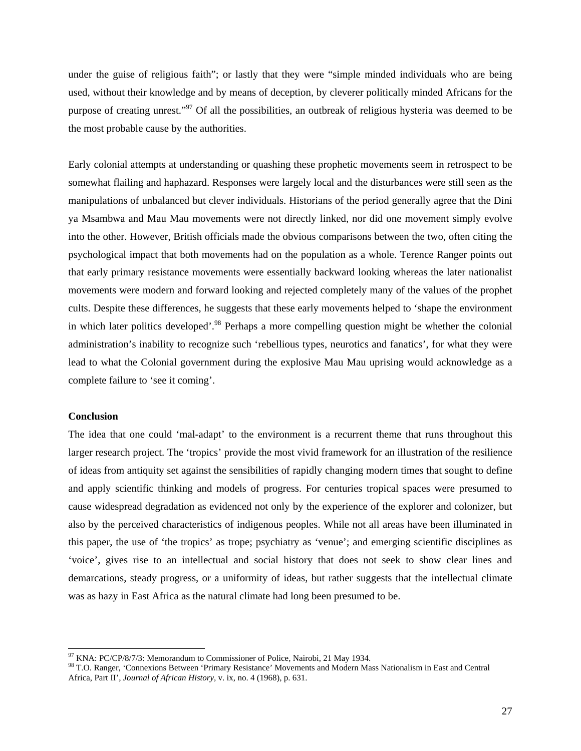under the guise of religious faith"; or lastly that they were "simple minded individuals who are being used, without their knowledge and by means of deception, by cleverer politically minded Africans for the purpose of creating unrest."[97] Of all the possibilities, an outbreak of religious hysteria was deemed to be the most probable cause by the authorities.

Early colonial attempts at understanding or quashing these prophetic movements seem in retrospect to be somewhat flailing and haphazard. Responses were largely local and the disturbances were still seen as the manipulations of unbalanced but clever individuals. Historians of the period generally agree that the Dini ya Msambwa and Mau Mau movements were not directly linked, nor did one movement simply evolve into the other. However, British officials made the obvious comparisons between the two, often citing the psychological impact that both movements had on the population as a whole. Terence Ranger points out that early primary resistance movements were essentially backward looking whereas the later nationalist movements were modern and forward looking and rejected completely many of the values of the prophet cults. Despite these differences, he suggests that these early movements helped to 'shape the environment in which later politics developed'.[98] Perhaps a more compelling question might be whether the colonial administration's inability to recognize such 'rebellious types, neurotics and fanatics', for what they were lead to what the Colonial government during the explosive Mau Mau uprising would acknowledge as a complete failure to 'see it coming'.

**Conclusion**

The idea that one could 'mal-adapt' to the environment is a recurrent theme that runs throughout this larger research project. The 'tropics' provide the most vivid framework for an illustration of the resilience of ideas from antiquity set against the sensibilities of rapidly changing modern times that sought to define and apply scientific thinking and models of progress. For centuries tropical spaces were presumed to cause widespread degradation as evidenced not only by the experience of the explorer and colonizer, but also by the perceived characteristics of indigenous peoples. While not all areas have been illuminated in this paper, the use of 'the tropics' as trope; psychiatry as 'venue'; and emerging scientific disciplines as 'voice', gives rise to an intellectual and social history that does not seek to show clear lines and demarcations, steady progress, or a uniformity of ideas, but rather suggests that the intellectual climate was as hazy in East Africa as the natural climate had long been presumed to be.

---

[97] KNA: PC/CP/8/7/3: Memorandum to Commissioner of Police, Nairobi, 21 May 1934.

[98] T.O. Ranger, 'Connexions Between 'Primary Resistance' Movements and Modern Mass Nationalism in East and Central Africa, Part II', *Journal of African History*, v. ix, no. 4 (1968), p. 631.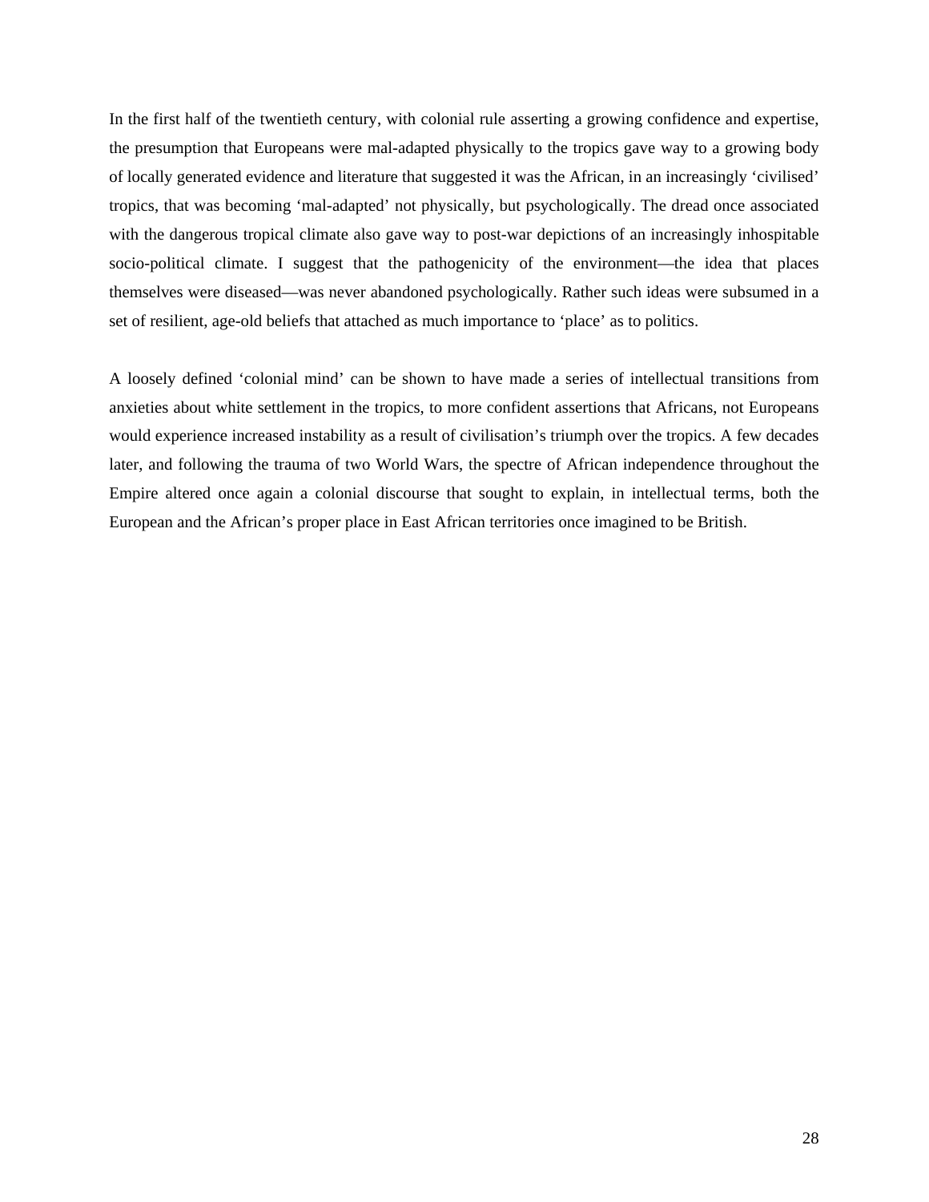In the first half of the twentieth century, with colonial rule asserting a growing confidence and expertise, the presumption that Europeans were mal-adapted physically to the tropics gave way to a growing body of locally generated evidence and literature that suggested it was the African, in an increasingly 'civilised' tropics, that was becoming 'mal-adapted' not physically, but psychologically. The dread once associated with the dangerous tropical climate also gave way to post-war depictions of an increasingly inhospitable socio-political climate. I suggest that the pathogenicity of the environment—the idea that places themselves were diseased—was never abandoned psychologically. Rather such ideas were subsumed in a set of resilient, age-old beliefs that attached as much importance to 'place' as to politics.

A loosely defined 'colonial mind' can be shown to have made a series of intellectual transitions from anxieties about white settlement in the tropics, to more confident assertions that Africans, not Europeans would experience increased instability as a result of civilisation's triumph over the tropics. A few decades later, and following the trauma of two World Wars, the spectre of African independence throughout the Empire altered once again a colonial discourse that sought to explain, in intellectual terms, both the European and the African's proper place in East African territories once imagined to be British.